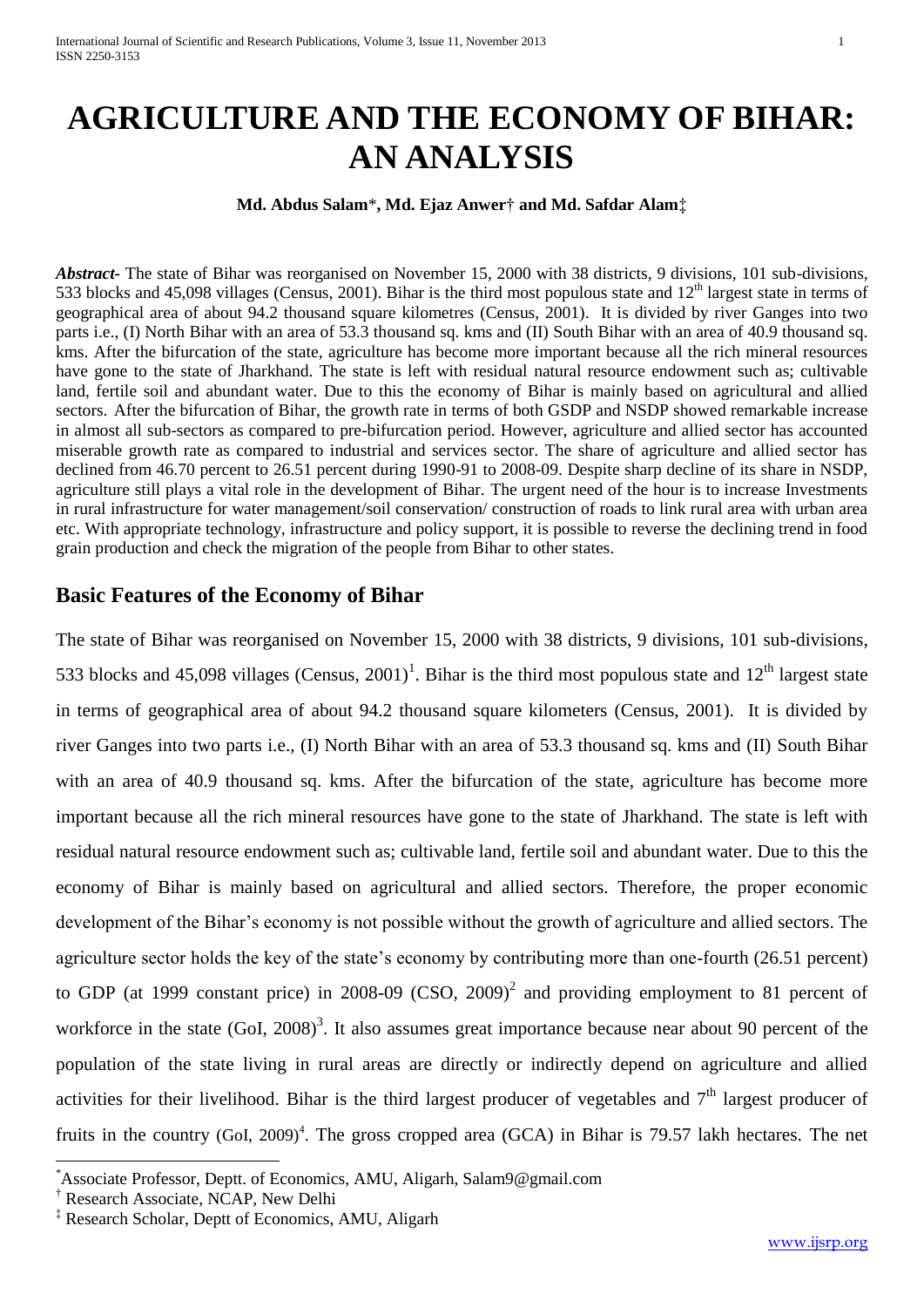# AGRICULTURE AND THE ECONOMY OF BIHAR: AN ANALYSIS

**Md. Abdus Salam\*, Md. Ejaz Anwer† and Md. Safdar Alam‡**

***Abstract-*** The state of Bihar was reorganised on November 15, 2000 with 38 districts, 9 divisions, 101 sub-divisions, 533 blocks and 45,098 villages (Census, 2001). Bihar is the third most populous state and 12th largest state in terms of geographical area of about 94.2 thousand square kilometres (Census, 2001). It is divided by river Ganges into two parts i.e., (I) North Bihar with an area of 53.3 thousand sq. kms and (II) South Bihar with an area of 40.9 thousand sq. kms. After the bifurcation of the state, agriculture has become more important because all the rich mineral resources have gone to the state of Jharkhand. The state is left with residual natural resource endowment such as; cultivable land, fertile soil and abundant water. Due to this the economy of Bihar is mainly based on agricultural and allied sectors. After the bifurcation of Bihar, the growth rate in terms of both GSDP and NSDP showed remarkable increase in almost all sub-sectors as compared to pre-bifurcation period. However, agriculture and allied sector has accounted miserable growth rate as compared to industrial and services sector. The share of agriculture and allied sector has declined from 46.70 percent to 26.51 percent during 1990-91 to 2008-09. Despite sharp decline of its share in NSDP, agriculture still plays a vital role in the development of Bihar. The urgent need of the hour is to increase Investments in rural infrastructure for water management/soil conservation/ construction of roads to link rural area with urban area etc. With appropriate technology, infrastructure and policy support, it is possible to reverse the declining trend in food grain production and check the migration of the people from Bihar to other states.

## Basic Features of the Economy of Bihar

The state of Bihar was reorganised on November 15, 2000 with 38 districts, 9 divisions, 101 sub-divisions, 533 blocks and 45,098 villages (Census, 2001)[1]. Bihar is the third most populous state and 12th largest state in terms of geographical area of about 94.2 thousand square kilometers (Census, 2001). It is divided by river Ganges into two parts i.e., (I) North Bihar with an area of 53.3 thousand sq. kms and (II) South Bihar with an area of 40.9 thousand sq. kms. After the bifurcation of the state, agriculture has become more important because all the rich mineral resources have gone to the state of Jharkhand. The state is left with residual natural resource endowment such as; cultivable land, fertile soil and abundant water. Due to this the economy of Bihar is mainly based on agricultural and allied sectors. Therefore, the proper economic development of the Bihar's economy is not possible without the growth of agriculture and allied sectors. The agriculture sector holds the key of the state's economy by contributing more than one-fourth (26.51 percent) to GDP (at 1999 constant price) in 2008-09 (CSO, 2009)[2] and providing employment to 81 percent of workforce in the state (GoI, 2008)[3]. It also assumes great importance because near about 90 percent of the population of the state living in rural areas are directly or indirectly depend on agriculture and allied activities for their livelihood. Bihar is the third largest producer of vegetables and 7th largest producer of fruits in the country (GoI, 2009)[4]. The gross cropped area (GCA) in Bihar is 79.57 lakh hectares. The net

---

\*Associate Professor, Deptt. of Economics, AMU, Aligarh, Salam9@gmail.com

† Research Associate, NCAP, New Delhi

‡ Research Scholar, Deptt of Economics, AMU, Aligarh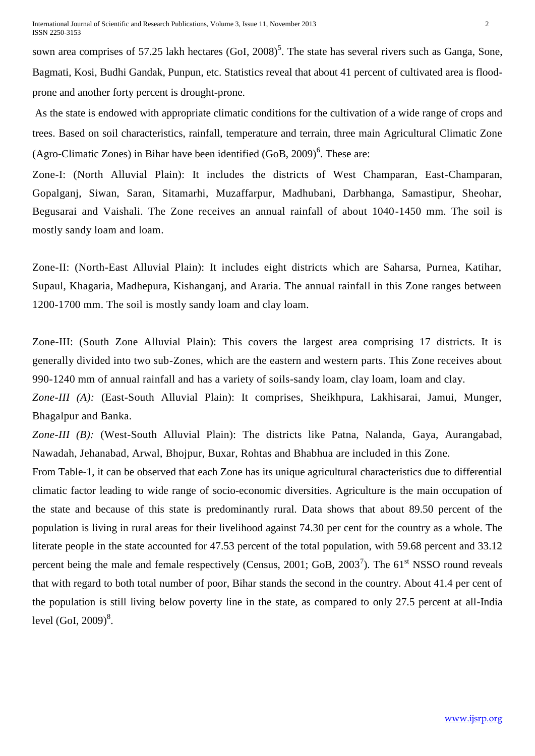sown area comprises of 57.25 lakh hectares (GoI, 2008)[5]. The state has several rivers such as Ganga, Sone, Bagmati, Kosi, Budhi Gandak, Punpun, etc. Statistics reveal that about 41 percent of cultivated area is flood-prone and another forty percent is drought-prone.

As the state is endowed with appropriate climatic conditions for the cultivation of a wide range of crops and trees. Based on soil characteristics, rainfall, temperature and terrain, three main Agricultural Climatic Zone (Agro-Climatic Zones) in Bihar have been identified (GoB, 2009)[6]. These are:

Zone-I: (North Alluvial Plain): It includes the districts of West Champaran, East-Champaran, Gopalganj, Siwan, Saran, Sitamarhi, Muzaffarpur, Madhubani, Darbhanga, Samastipur, Sheohar, Begusarai and Vaishali. The Zone receives an annual rainfall of about 1040-1450 mm. The soil is mostly sandy loam and loam.

Zone-II: (North-East Alluvial Plain): It includes eight districts which are Saharsa, Purnea, Katihar, Supaul, Khagaria, Madhepura, Kishanganj, and Araria. The annual rainfall in this Zone ranges between 1200-1700 mm. The soil is mostly sandy loam and clay loam.

Zone-III: (South Zone Alluvial Plain): This covers the largest area comprising 17 districts. It is generally divided into two sub-Zones, which are the eastern and western parts. This Zone receives about 990-1240 mm of annual rainfall and has a variety of soils-sandy loam, clay loam, loam and clay.

*Zone-III (A):* (East-South Alluvial Plain): It comprises, Sheikhpura, Lakhisarai, Jamui, Munger, Bhagalpur and Banka.

*Zone-III (B):* (West-South Alluvial Plain): The districts like Patna, Nalanda, Gaya, Aurangabad, Nawadah, Jehanabad, Arwal, Bhojpur, Buxar, Rohtas and Bhabhua are included in this Zone.

From Table-1, it can be observed that each Zone has its unique agricultural characteristics due to differential climatic factor leading to wide range of socio-economic diversities. Agriculture is the main occupation of the state and because of this state is predominantly rural. Data shows that about 89.50 percent of the population is living in rural areas for their livelihood against 74.30 per cent for the country as a whole. The literate people in the state accounted for 47.53 percent of the total population, with 59.68 percent and 33.12 percent being the male and female respectively (Census, 2001; GoB, 2003[7]). The 61st NSSO round reveals that with regard to both total number of poor, Bihar stands the second in the country. About 41.4 per cent of the population is still living below poverty line in the state, as compared to only 27.5 percent at all-India level (GoI, 2009)[8].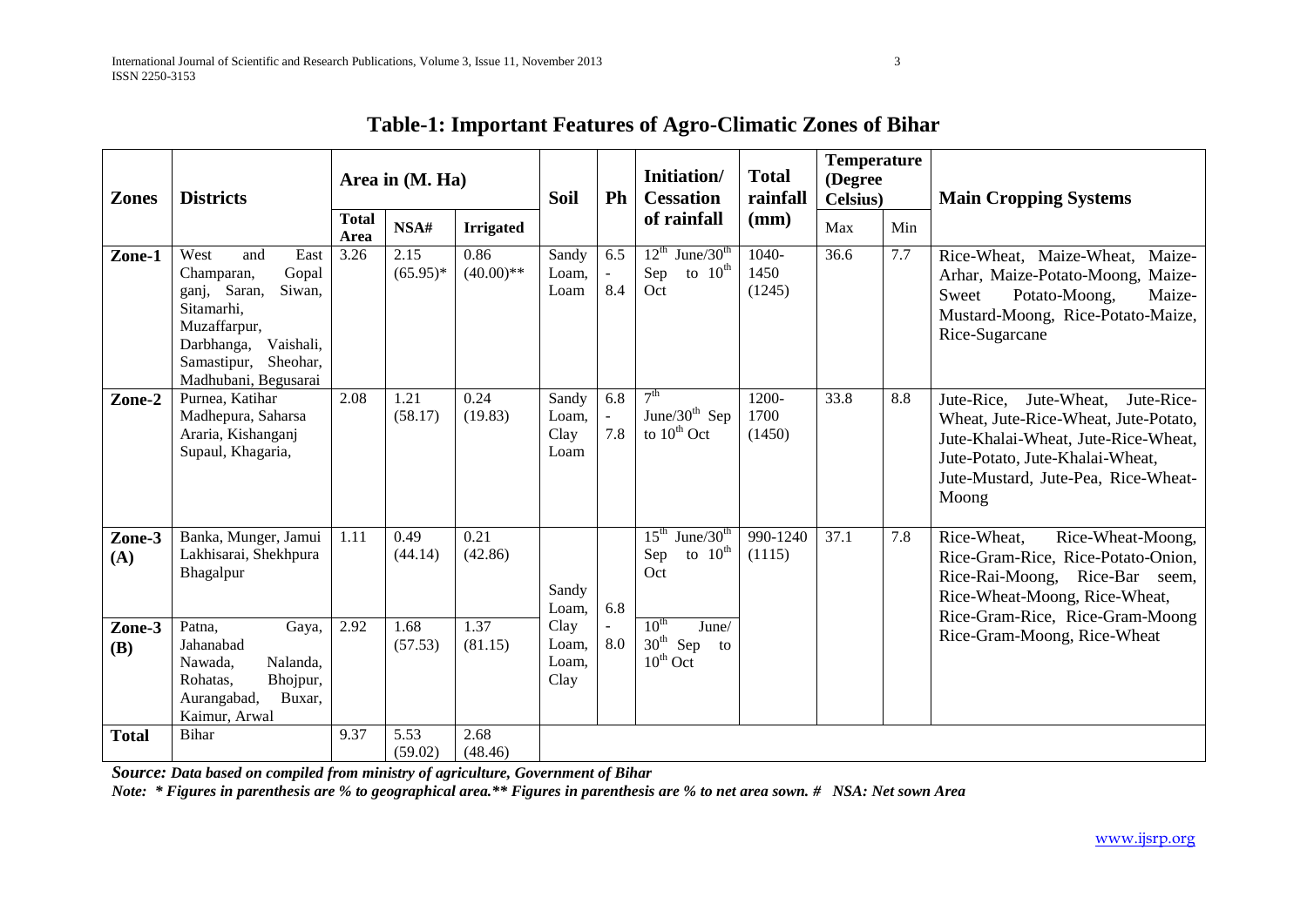## Table-1: Important Features of Agro-Climatic Zones of Bihar

| Zones | Districts | Area in (M. Ha) | | | Soil | Ph | Initiation/ Cessation of rainfall | Total rainfall (mm) | Temperature (Degree Celsius) | | Main Cropping Systems |
|---|---|---|---|---|---|---|---|---|---|---|---|
| | | Total Area | NSA# | Irrigated | | | | | Max | Min | |
| **Zone-1** | West and East Champaran, Gopal ganj, Saran, Siwan, Sitamarhi, Muzaffarpur, Darbhanga, Vaishali, Samastipur, Sheohar, Madhubani, Begusarai | 3.26 | 2.15 (65.95)* | 0.86 (40.00)** | Sandy Loam, Loam | 6.5 - 8.4 | 12th June/30th Sep to 10th Oct | 1040-1450 (1245) | 36.6 | 7.7 | Rice-Wheat, Maize-Wheat, Maize-Arhar, Maize-Potato-Moong, Maize-Sweet Potato-Moong, Maize-Mustard-Moong, Rice-Potato-Maize, Rice-Sugarcane |
| **Zone-2** | Purnea, Katihar Madhepura, Saharsa Araria, Kishanganj Supaul, Khagaria, | 2.08 | 1.21 (58.17) | 0.24 (19.83) | Sandy Loam, Clay Loam | 6.8 - 7.8 | 7th June/30th Sep to 10th Oct | 1200-1700 (1450) | 33.8 | 8.8 | Jute-Rice, Jute-Wheat, Jute-Rice-Wheat, Jute-Rice-Wheat, Jute-Potato, Jute-Khalai-Wheat, Jute-Rice-Wheat, Jute-Potato, Jute-Khalai-Wheat, Jute-Mustard, Jute-Pea, Rice-Wheat-Moong |
| **Zone-3 (A)** | Banka, Munger, Jamui Lakhisarai, Shekhpura Bhagalpur | 1.11 | 0.49 (44.14) | 0.21 (42.86) | Sandy Loam, Clay Loam, Loam, Clay | 6.8 - 8.0 | 15th June/30th Sep to 10th Oct | 990-1240 (1115) | 37.1 | 7.8 | Rice-Wheat, Rice-Wheat-Moong, Rice-Gram-Rice, Rice-Potato-Onion, Rice-Rai-Moong, Rice-Bar seem, Rice-Wheat-Moong, Rice-Wheat, Rice-Gram-Rice, Rice-Gram-Moong Rice-Gram-Moong, Rice-Wheat |
| **Zone-3 (B)** | Patna, Gaya, Jahanabad Nawada, Nalanda, Rohatas, Bhojpur, Aurangabad, Buxar, Kaimur, Arwal | 2.92 | 1.68 (57.53) | 1.37 (81.15) | | | 10th June/ 30th Sep to 10th Oct | | | | |
| **Total** | Bihar | 9.37 | 5.53 (59.02) | 2.68 (48.46) | | | | | | | |

***Source:** Data based on compiled from ministry of agriculture, Government of Bihar*

***Note:** * Figures in parenthesis are % to geographical area.** Figures in parenthesis are % to net area sown. # NSA: Net sown Area*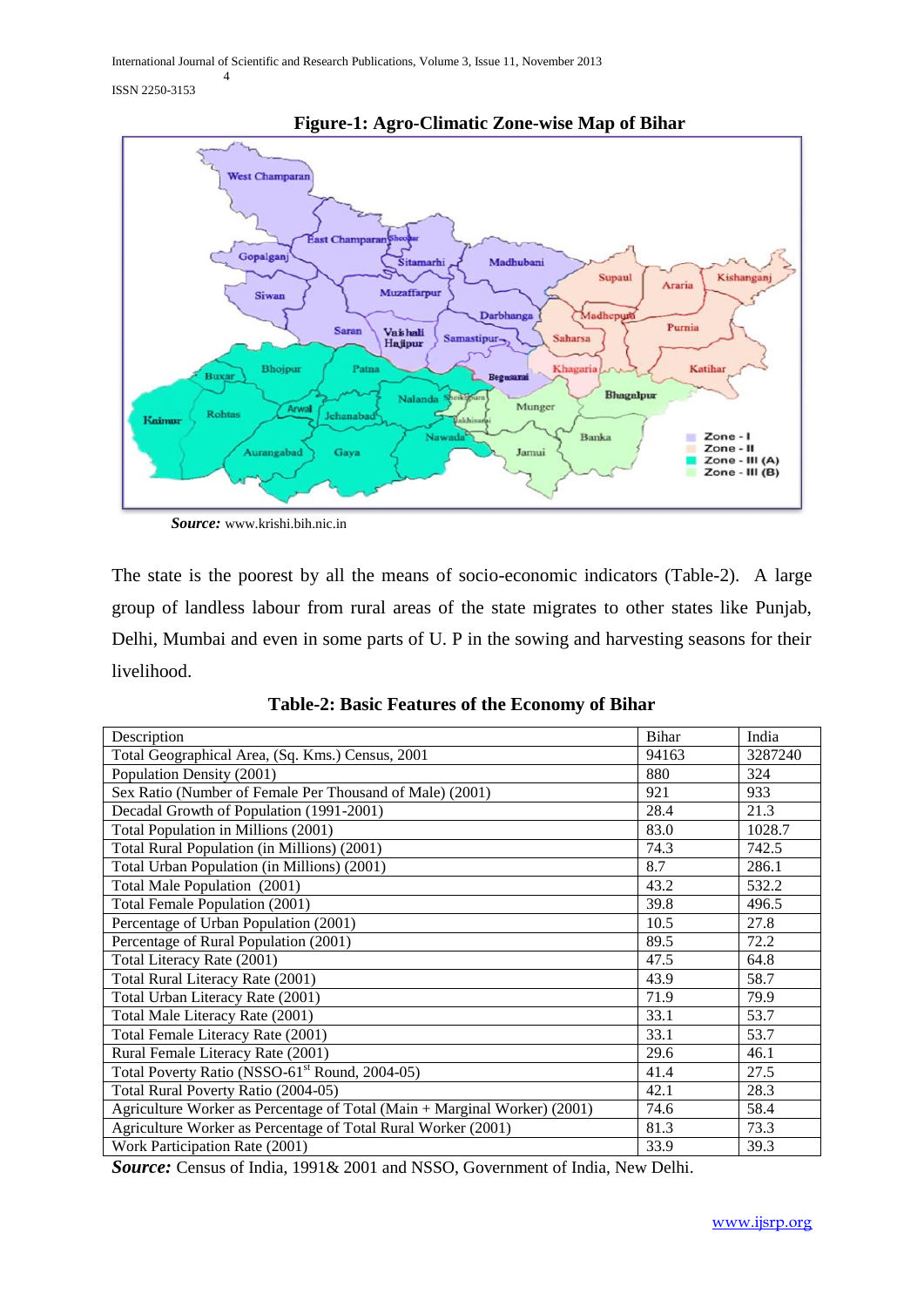**Figure-1: Agro-Climatic Zone-wise Map of Bihar**

***Source:*** www.krishi.bih.nic.in

The state is the poorest by all the means of socio-economic indicators (Table-2). A large group of landless labour from rural areas of the state migrates to other states like Punjab, Delhi, Mumbai and even in some parts of U. P in the sowing and harvesting seasons for their livelihood.

**Table-2: Basic Features of the Economy of Bihar**

| Description | Bihar | India |
|---|---|---|
| Total Geographical Area, (Sq. Kms.) Census, 2001 | 94163 | 3287240 |
| Population Density (2001) | 880 | 324 |
| Sex Ratio (Number of Female Per Thousand of Male) (2001) | 921 | 933 |
| Decadal Growth of Population (1991-2001) | 28.4 | 21.3 |
| Total Population in Millions (2001) | 83.0 | 1028.7 |
| Total Rural Population (in Millions) (2001) | 74.3 | 742.5 |
| Total Urban Population (in Millions) (2001) | 8.7 | 286.1 |
| Total Male Population (2001) | 43.2 | 532.2 |
| Total Female Population (2001) | 39.8 | 496.5 |
| Percentage of Urban Population (2001) | 10.5 | 27.8 |
| Percentage of Rural Population (2001) | 89.5 | 72.2 |
| Total Literacy Rate (2001) | 47.5 | 64.8 |
| Total Rural Literacy Rate (2001) | 43.9 | 58.7 |
| Total Urban Literacy Rate (2001) | 71.9 | 79.9 |
| Total Male Literacy Rate (2001) | 33.1 | 53.7 |
| Total Female Literacy Rate (2001) | 33.1 | 53.7 |
| Rural Female Literacy Rate (2001) | 29.6 | 46.1 |
| Total Poverty Ratio (NSSO-61st Round, 2004-05) | 41.4 | 27.5 |
| Total Rural Poverty Ratio (2004-05) | 42.1 | 28.3 |
| Agriculture Worker as Percentage of Total (Main + Marginal Worker) (2001) | 74.6 | 58.4 |
| Agriculture Worker as Percentage of Total Rural Worker (2001) | 81.3 | 73.3 |
| Work Participation Rate (2001) | 33.9 | 39.3 |

***Source:*** Census of India, 1991& 2001 and NSSO, Government of India, New Delhi.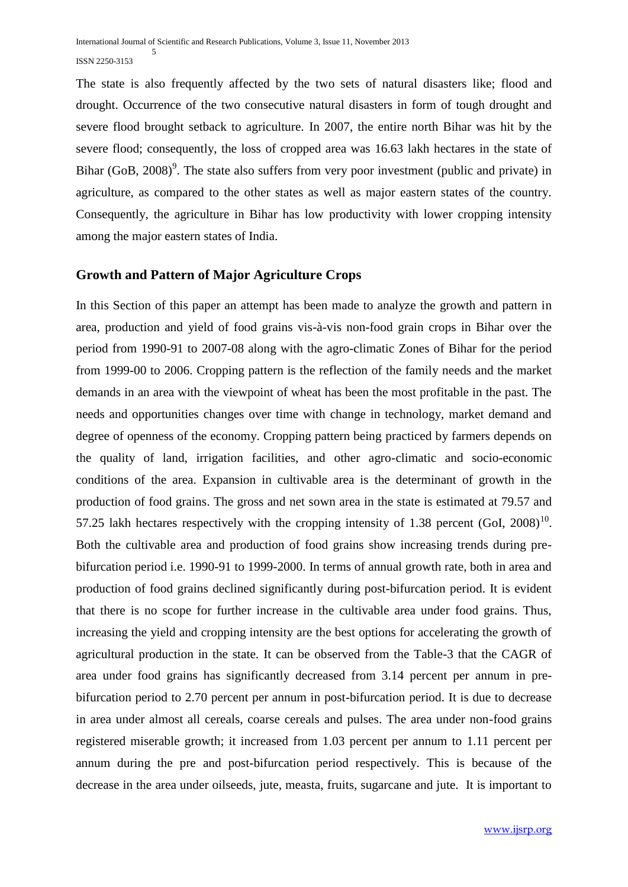The state is also frequently affected by the two sets of natural disasters like; flood and drought. Occurrence of the two consecutive natural disasters in form of tough drought and severe flood brought setback to agriculture. In 2007, the entire north Bihar was hit by the severe flood; consequently, the loss of cropped area was 16.63 lakh hectares in the state of Bihar (GoB, 2008)[9]. The state also suffers from very poor investment (public and private) in agriculture, as compared to the other states as well as major eastern states of the country. Consequently, the agriculture in Bihar has low productivity with lower cropping intensity among the major eastern states of India.

## Growth and Pattern of Major Agriculture Crops

In this Section of this paper an attempt has been made to analyze the growth and pattern in area, production and yield of food grains vis-à-vis non-food grain crops in Bihar over the period from 1990-91 to 2007-08 along with the agro-climatic Zones of Bihar for the period from 1999-00 to 2006. Cropping pattern is the reflection of the family needs and the market demands in an area with the viewpoint of wheat has been the most profitable in the past. The needs and opportunities changes over time with change in technology, market demand and degree of openness of the economy. Cropping pattern being practiced by farmers depends on the quality of land, irrigation facilities, and other agro-climatic and socio-economic conditions of the area. Expansion in cultivable area is the determinant of growth in the production of food grains. The gross and net sown area in the state is estimated at 79.57 and 57.25 lakh hectares respectively with the cropping intensity of 1.38 percent (GoI, 2008)[10]. Both the cultivable area and production of food grains show increasing trends during pre-bifurcation period i.e. 1990-91 to 1999-2000. In terms of annual growth rate, both in area and production of food grains declined significantly during post-bifurcation period. It is evident that there is no scope for further increase in the cultivable area under food grains. Thus, increasing the yield and cropping intensity are the best options for accelerating the growth of agricultural production in the state. It can be observed from the Table-3 that the CAGR of area under food grains has significantly decreased from 3.14 percent per annum in pre-bifurcation period to 2.70 percent per annum in post-bifurcation period. It is due to decrease in area under almost all cereals, coarse cereals and pulses. The area under non-food grains registered miserable growth; it increased from 1.03 percent per annum to 1.11 percent per annum during the pre and post-bifurcation period respectively. This is because of the decrease in the area under oilseeds, jute, measta, fruits, sugarcane and jute. It is important to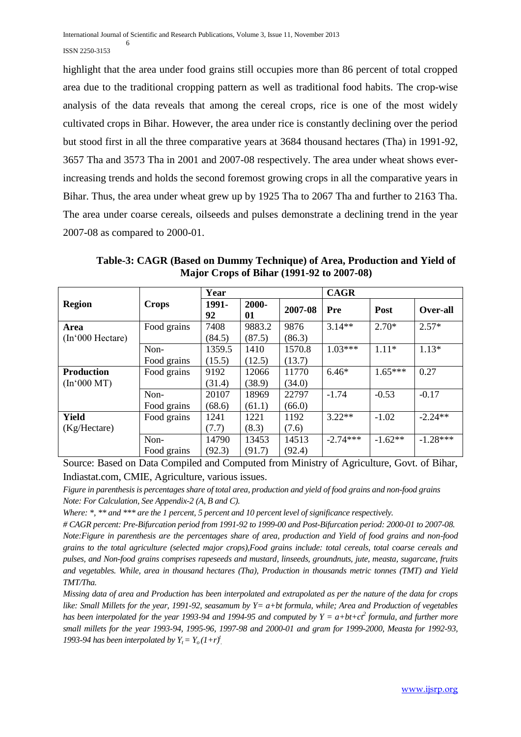highlight that the area under food grains still occupies more than 86 percent of total cropped area due to the traditional cropping pattern as well as traditional food habits. The crop-wise analysis of the data reveals that among the cereal crops, rice is one of the most widely cultivated crops in Bihar. However, the area under rice is constantly declining over the period but stood first in all the three comparative years at 3684 thousand hectares (Tha) in 1991-92, 3657 Tha and 3573 Tha in 2001 and 2007-08 respectively. The area under wheat shows ever-increasing trends and holds the second foremost growing crops in all the comparative years in Bihar. Thus, the area under wheat grew up by 1925 Tha to 2067 Tha and further to 2163 Tha. The area under coarse cereals, oilseeds and pulses demonstrate a declining trend in the year 2007-08 as compared to 2000-01.

**Table-3: CAGR (Based on Dummy Technique) of Area, Production and Yield of Major Crops of Bihar (1991-92 to 2007-08)**

| Region | Crops | Year | | | CAGR | | |
|---|---|---|---|---|---|---|---|
| | | 1991-92 | 2000-01 | 2007-08 | Pre | Post | Over-all |
| **Area** (In'000 Hectare) | Food grains | 7408 (84.5) | 9883.2 (87.5) | 9876 (86.3) | 3.14** | 2.70* | 2.57* |
| | Non-Food grains | 1359.5 (15.5) | 1410 (12.5) | 1570.8 (13.7) | 1.03*** | 1.11* | 1.13* |
| **Production** (In'000 MT) | Food grains | 9192 (31.4) | 12066 (38.9) | 11770 (34.0) | 6.46* | 1.65*** | 0.27 |
| | Non-Food grains | 20107 (68.6) | 18969 (61.1) | 22797 (66.0) | -1.74 | -0.53 | -0.17 |
| **Yield** (Kg/Hectare) | Food grains | 1241 (7.7) | 1221 (8.3) | 1192 (7.6) | 3.22** | -1.02 | -2.24** |
| | Non-Food grains | 14790 (92.3) | 13453 (91.7) | 14513 (92.4) | -2.74*** | -1.62** | -1.28*** |

Source: Based on Data Compiled and Computed from Ministry of Agriculture, Govt. of Bihar, Indiastat.com, CMIE, Agriculture, various issues.

*Figure in parenthesis is percentages share of total area, production and yield of food grains and non-food grains*
*Note: For Calculation, See Appendix-2 (A, B and C).*

*Where: *, ** and *** are the 1 percent, 5 percent and 10 percent level of significance respectively.*

*# CAGR percent: Pre-Bifurcation period from 1991-92 to 1999-00 and Post-Bifurcation period: 2000-01 to 2007-08.*

*Note:Figure in parenthesis are the percentages share of area, production and Yield of food grains and non-food grains to the total agriculture (selected major crops),Food grains include: total cereals, total coarse cereals and pulses, and Non-food grains comprises rapeseeds and mustard, linseeds, groundnuts, jute, measta, sugarcane, fruits and vegetables. While, area in thousand hectares (Tha), Production in thousands metric tonnes (TMT) and Yield TMT/Tha.*

*Missing data of area and Production has been interpolated and extrapolated as per the nature of the data for crops like: Small Millets for the year, 1991-92, seasamum by $Y= a+bt$ formula, while; Area and Production of vegetables has been interpolated for the year 1993-94 and 1994-95 and computed by $Y = a+bt+ct^2$ formula, and further more small millets for the year 1993-94, 1995-96, 1997-98 and 2000-01 and gram for 1999-2000, Measta for 1992-93, 1993-94 has been interpolated by $Y_t = Y_o (1+r)^t$.*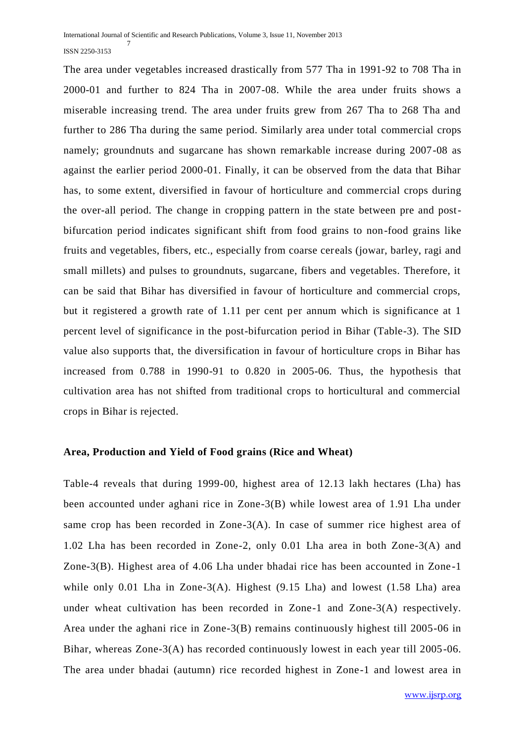The area under vegetables increased drastically from 577 Tha in 1991-92 to 708 Tha in 2000-01 and further to 824 Tha in 2007-08. While the area under fruits shows a miserable increasing trend. The area under fruits grew from 267 Tha to 268 Tha and further to 286 Tha during the same period. Similarly area under total commercial crops namely; groundnuts and sugarcane has shown remarkable increase during 2007-08 as against the earlier period 2000-01. Finally, it can be observed from the data that Bihar has, to some extent, diversified in favour of horticulture and commercial crops during the over-all period. The change in cropping pattern in the state between pre and post-bifurcation period indicates significant shift from food grains to non-food grains like fruits and vegetables, fibers, etc., especially from coarse cereals (jowar, barley, ragi and small millets) and pulses to groundnuts, sugarcane, fibers and vegetables. Therefore, it can be said that Bihar has diversified in favour of horticulture and commercial crops, but it registered a growth rate of 1.11 per cent per annum which is significance at 1 percent level of significance in the post-bifurcation period in Bihar (Table-3). The SID value also supports that, the diversification in favour of horticulture crops in Bihar has increased from 0.788 in 1990-91 to 0.820 in 2005-06. Thus, the hypothesis that cultivation area has not shifted from traditional crops to horticultural and commercial crops in Bihar is rejected.

**Area, Production and Yield of Food grains (Rice and Wheat)**

Table-4 reveals that during 1999-00, highest area of 12.13 lakh hectares (Lha) has been accounted under aghani rice in Zone-3(B) while lowest area of 1.91 Lha under same crop has been recorded in Zone-3(A). In case of summer rice highest area of 1.02 Lha has been recorded in Zone-2, only 0.01 Lha area in both Zone-3(A) and Zone-3(B). Highest area of 4.06 Lha under bhadai rice has been accounted in Zone-1 while only 0.01 Lha in Zone-3(A). Highest (9.15 Lha) and lowest (1.58 Lha) area under wheat cultivation has been recorded in Zone-1 and Zone-3(A) respectively. Area under the aghani rice in Zone-3(B) remains continuously highest till 2005-06 in Bihar, whereas Zone-3(A) has recorded continuously lowest in each year till 2005-06. The area under bhadai (autumn) rice recorded highest in Zone-1 and lowest area in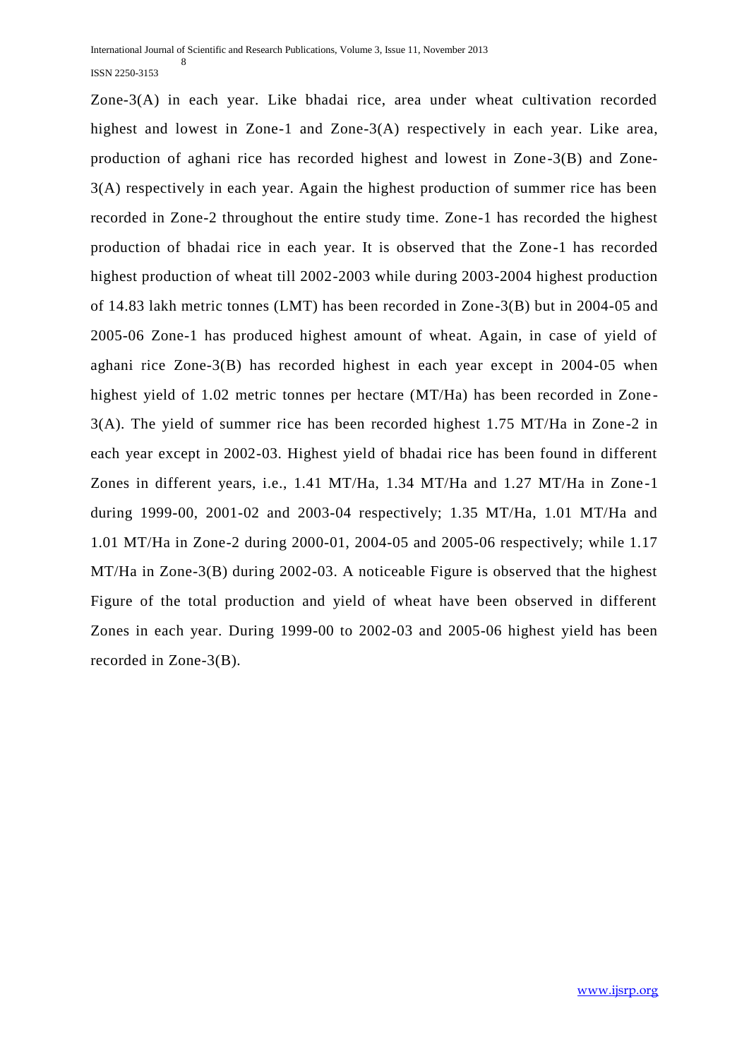Zone-3(A) in each year. Like bhadai rice, area under wheat cultivation recorded highest and lowest in Zone-1 and Zone-3(A) respectively in each year. Like area, production of aghani rice has recorded highest and lowest in Zone-3(B) and Zone-3(A) respectively in each year. Again the highest production of summer rice has been recorded in Zone-2 throughout the entire study time. Zone-1 has recorded the highest production of bhadai rice in each year. It is observed that the Zone-1 has recorded highest production of wheat till 2002-2003 while during 2003-2004 highest production of 14.83 lakh metric tonnes (LMT) has been recorded in Zone-3(B) but in 2004-05 and 2005-06 Zone-1 has produced highest amount of wheat. Again, in case of yield of aghani rice Zone-3(B) has recorded highest in each year except in 2004-05 when highest yield of 1.02 metric tonnes per hectare (MT/Ha) has been recorded in Zone-3(A). The yield of summer rice has been recorded highest 1.75 MT/Ha in Zone-2 in each year except in 2002-03. Highest yield of bhadai rice has been found in different Zones in different years, i.e., 1.41 MT/Ha, 1.34 MT/Ha and 1.27 MT/Ha in Zone-1 during 1999-00, 2001-02 and 2003-04 respectively; 1.35 MT/Ha, 1.01 MT/Ha and 1.01 MT/Ha in Zone-2 during 2000-01, 2004-05 and 2005-06 respectively; while 1.17 MT/Ha in Zone-3(B) during 2002-03. A noticeable Figure is observed that the highest Figure of the total production and yield of wheat have been observed in different Zones in each year. During 1999-00 to 2002-03 and 2005-06 highest yield has been recorded in Zone-3(B).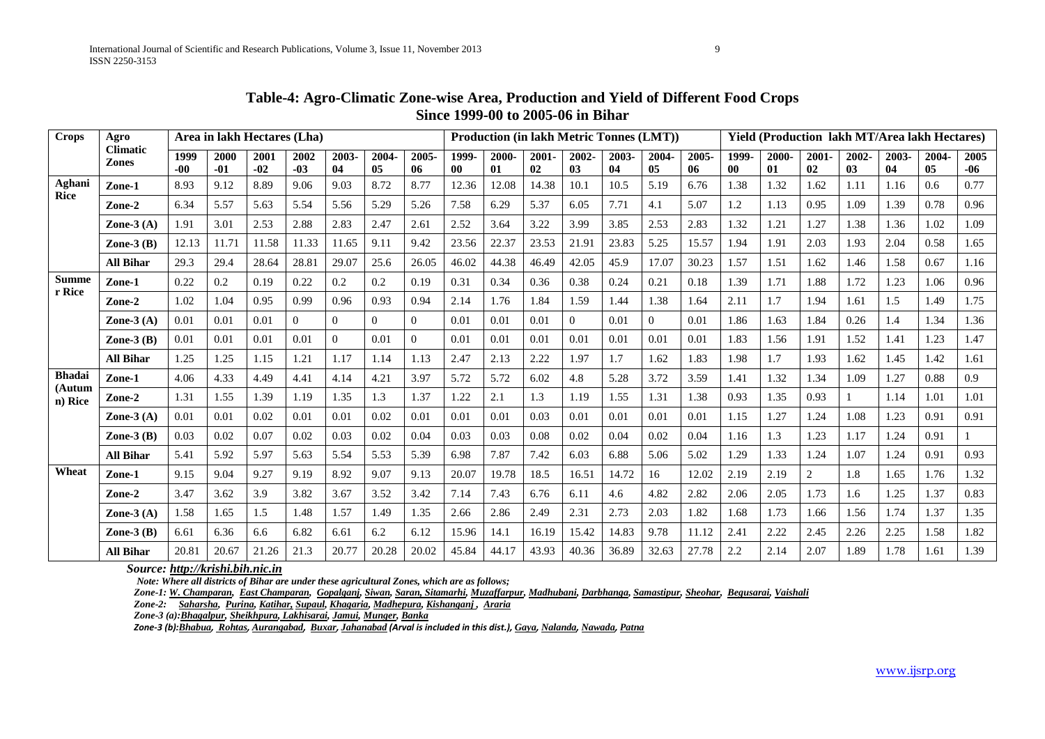**Table-4: Agro-Climatic Zone-wise Area, Production and Yield of Different Food Crops Since 1999-00 to 2005-06 in Bihar**

| Crops | Agro Climatic Zones | Area in lakh Hectares (Lha) | | | | | | | Production (in lakh Metric Tonnes (LMT)) | | | | | | | Yield (Production lakh MT/Area lakh Hectares) | | | | | | |
|---|---|---|---|---|---|---|---|---|---|---|---|---|---|---|---|---|---|---|---|---|---|---|
| | | 1999-00 | 2000-01 | 2001-02 | 2002-03 | 2003-04 | 2004-05 | 2005-06 | 1999-00 | 2000-01 | 2001-02 | 2002-03 | 2003-04 | 2004-05 | 2005-06 | 1999-00 | 2000-01 | 2001-02 | 2002-03 | 2003-04 | 2004-05 | 2005-06 |
| Aghani Rice | Zone-1 | 8.93 | 9.12 | 8.89 | 9.06 | 9.03 | 8.72 | 8.77 | 12.36 | 12.08 | 14.38 | 10.1 | 10.5 | 5.19 | 6.76 | 1.38 | 1.32 | 1.62 | 1.11 | 1.16 | 0.6 | 0.77 |
| | Zone-2 | 6.34 | 5.57 | 5.63 | 5.54 | 5.56 | 5.29 | 5.26 | 7.58 | 6.29 | 5.37 | 6.05 | 7.71 | 4.1 | 5.07 | 1.2 | 1.13 | 0.95 | 1.09 | 1.39 | 0.78 | 0.96 |
| | Zone-3 (A) | 1.91 | 3.01 | 2.53 | 2.88 | 2.83 | 2.47 | 2.61 | 2.52 | 3.64 | 3.22 | 3.99 | 3.85 | 2.53 | 2.83 | 1.32 | 1.21 | 1.27 | 1.38 | 1.36 | 1.02 | 1.09 |
| | Zone-3 (B) | 12.13 | 11.71 | 11.58 | 11.33 | 11.65 | 9.11 | 9.42 | 23.56 | 22.37 | 23.53 | 21.91 | 23.83 | 5.25 | 15.57 | 1.94 | 1.91 | 2.03 | 1.93 | 2.04 | 0.58 | 1.65 |
| | All Bihar | 29.3 | 29.4 | 28.64 | 28.81 | 29.07 | 25.6 | 26.05 | 46.02 | 44.38 | 46.49 | 42.05 | 45.9 | 17.07 | 30.23 | 1.57 | 1.51 | 1.62 | 1.46 | 1.58 | 0.67 | 1.16 |
| Summer Rice | Zone-1 | 0.22 | 0.2 | 0.19 | 0.22 | 0.2 | 0.2 | 0.19 | 0.31 | 0.34 | 0.36 | 0.38 | 0.24 | 0.21 | 0.18 | 1.39 | 1.71 | 1.88 | 1.72 | 1.23 | 1.06 | 0.96 |
| | Zone-2 | 1.02 | 1.04 | 0.95 | 0.99 | 0.96 | 0.93 | 0.94 | 2.14 | 1.76 | 1.84 | 1.59 | 1.44 | 1.38 | 1.64 | 2.11 | 1.7 | 1.94 | 1.61 | 1.5 | 1.49 | 1.75 |
| | Zone-3 (A) | 0.01 | 0.01 | 0.01 | 0 | 0 | 0 | 0 | 0.01 | 0.01 | 0.01 | 0 | 0.01 | 0 | 0.01 | 1.86 | 1.63 | 1.84 | 0.26 | 1.4 | 1.34 | 1.36 |
| | Zone-3 (B) | 0.01 | 0.01 | 0.01 | 0.01 | 0 | 0.01 | 0 | 0.01 | 0.01 | 0.01 | 0.01 | 0.01 | 0.01 | 0.01 | 1.83 | 1.56 | 1.91 | 1.52 | 1.41 | 1.23 | 1.47 |
| | All Bihar | 1.25 | 1.25 | 1.15 | 1.21 | 1.17 | 1.14 | 1.13 | 2.47 | 2.13 | 2.22 | 1.97 | 1.7 | 1.62 | 1.83 | 1.98 | 1.7 | 1.93 | 1.62 | 1.45 | 1.42 | 1.61 |
| Bhadai (Autumn) Rice | Zone-1 | 4.06 | 4.33 | 4.49 | 4.41 | 4.14 | 4.21 | 3.97 | 5.72 | 5.72 | 6.02 | 4.8 | 5.28 | 3.72 | 3.59 | 1.41 | 1.32 | 1.34 | 1.09 | 1.27 | 0.88 | 0.9 |
| | Zone-2 | 1.31 | 1.55 | 1.39 | 1.19 | 1.35 | 1.3 | 1.37 | 1.22 | 2.1 | 1.3 | 1.19 | 1.55 | 1.31 | 1.38 | 0.93 | 1.35 | 0.93 | 1 | 1.14 | 1.01 | 1.01 |
| | Zone-3 (A) | 0.01 | 0.01 | 0.02 | 0.01 | 0.01 | 0.02 | 0.01 | 0.01 | 0.01 | 0.03 | 0.01 | 0.01 | 0.01 | 0.01 | 1.15 | 1.27 | 1.24 | 1.08 | 1.23 | 0.91 | 0.91 |
| | Zone-3 (B) | 0.03 | 0.02 | 0.07 | 0.02 | 0.03 | 0.02 | 0.04 | 0.03 | 0.03 | 0.08 | 0.02 | 0.04 | 0.02 | 0.04 | 1.16 | 1.3 | 1.23 | 1.17 | 1.24 | 0.91 | 1 |
| | All Bihar | 5.41 | 5.92 | 5.97 | 5.63 | 5.54 | 5.53 | 5.39 | 6.98 | 7.87 | 7.42 | 6.03 | 6.88 | 5.06 | 5.02 | 1.29 | 1.33 | 1.24 | 1.07 | 1.24 | 0.91 | 0.93 |
| Wheat | Zone-1 | 9.15 | 9.04 | 9.27 | 9.19 | 8.92 | 9.07 | 9.13 | 20.07 | 19.78 | 18.5 | 16.51 | 14.72 | 16 | 12.02 | 2.19 | 2.19 | 2 | 1.8 | 1.65 | 1.76 | 1.32 |
| | Zone-2 | 3.47 | 3.62 | 3.9 | 3.82 | 3.67 | 3.52 | 3.42 | 7.14 | 7.43 | 6.76 | 6.11 | 4.6 | 4.82 | 2.82 | 2.06 | 2.05 | 1.73 | 1.6 | 1.25 | 1.37 | 0.83 |
| | Zone-3 (A) | 1.58 | 1.65 | 1.5 | 1.48 | 1.57 | 1.49 | 1.35 | 2.66 | 2.86 | 2.49 | 2.31 | 2.73 | 2.03 | 1.82 | 1.68 | 1.73 | 1.66 | 1.56 | 1.74 | 1.37 | 1.35 |
| | Zone-3 (B) | 6.61 | 6.36 | 6.6 | 6.82 | 6.61 | 6.2 | 6.12 | 15.96 | 14.1 | 16.19 | 15.42 | 14.83 | 9.78 | 11.12 | 2.41 | 2.22 | 2.45 | 2.26 | 2.25 | 1.58 | 1.82 |
| | All Bihar | 20.81 | 20.67 | 21.26 | 21.3 | 20.77 | 20.28 | 20.02 | 45.84 | 44.17 | 43.93 | 40.36 | 36.89 | 32.63 | 27.78 | 2.2 | 2.14 | 2.07 | 1.89 | 1.78 | 1.61 | 1.39 |

***Source: http://krishi.bih.nic.in***

*Note: Where all districts of Bihar are under these agricultural Zones, which are as follows;*

*Zone-1: W. Champaran, East Champaran, Gopalganj, Siwan, Saran, Sitamarhi, Muzaffarpur, Madhubani, Darbhanga, Samastipur, Sheohar, Begusarai, Vaishali*

*Zone-2: Saharsha, Purina, Katihar, Supaul, Khagaria, Madhepura, Kishanganj , Araria*

*Zone-3 (a):Bhagalpur, Sheikhpura, Lakhisarai, Jamui, Munger, Banka*

*Zone-3 (b):Bhabua, Rohtas, Aurangabad, Buxar, Jahanabad (Arval is included in this dist.), Gaya, Nalanda, Nawada, Patna*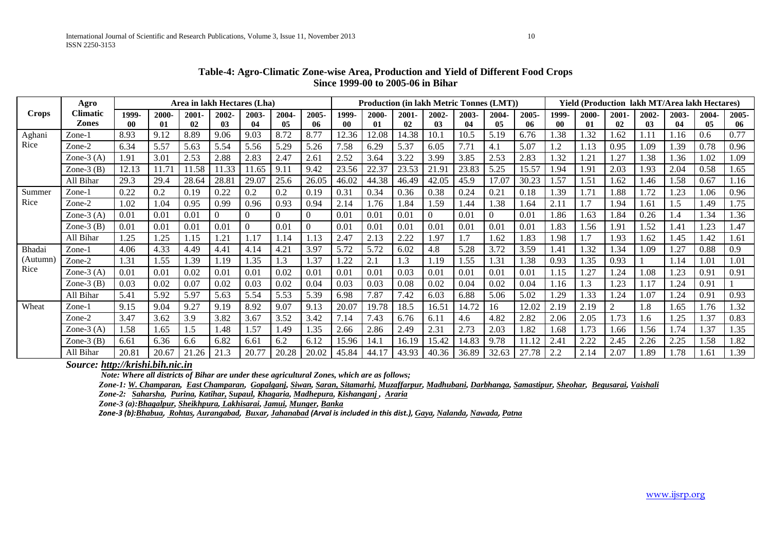**Table-4: Agro-Climatic Zone-wise Area, Production and Yield of Different Food Crops Since 1999-00 to 2005-06 in Bihar**

| Crops | Agro Climatic Zones | Area in lakh Hectares (Lha) | | | | | | | Production (in lakh Metric Tonnes (LMT)) | | | | | | | Yield (Production lakh MT/Area lakh Hectares) | | | | | | |
|---|---|---|---|---|---|---|---|---|---|---|---|---|---|---|---|---|---|---|---|---|---|---|
| | | 1999-00 | 2000-01 | 2001-02 | 2002-03 | 2003-04 | 2004-05 | 2005-06 | 1999-00 | 2000-01 | 2001-02 | 2002-03 | 2003-04 | 2004-05 | 2005-06 | 1999-00 | 2000-01 | 2001-02 | 2002-03 | 2003-04 | 2004-05 | 2005-06 |
| Aghani Rice | Zone-1 | 8.93 | 9.12 | 8.89 | 9.06 | 9.03 | 8.72 | 8.77 | 12.36 | 12.08 | 14.38 | 10.1 | 10.5 | 5.19 | 6.76 | 1.38 | 1.32 | 1.62 | 1.11 | 1.16 | 0.6 | 0.77 |
| | Zone-2 | 6.34 | 5.57 | 5.63 | 5.54 | 5.56 | 5.29 | 5.26 | 7.58 | 6.29 | 5.37 | 6.05 | 7.71 | 4.1 | 5.07 | 1.2 | 1.13 | 0.95 | 1.09 | 1.39 | 0.78 | 0.96 |
| | Zone-3 (A) | 1.91 | 3.01 | 2.53 | 2.88 | 2.83 | 2.47 | 2.61 | 2.52 | 3.64 | 3.22 | 3.99 | 3.85 | 2.53 | 2.83 | 1.32 | 1.21 | 1.27 | 1.38 | 1.36 | 1.02 | 1.09 |
| | Zone-3 (B) | 12.13 | 11.71 | 11.58 | 11.33 | 11.65 | 9.11 | 9.42 | 23.56 | 22.37 | 23.53 | 21.91 | 23.83 | 5.25 | 15.57 | 1.94 | 1.91 | 2.03 | 1.93 | 2.04 | 0.58 | 1.65 |
| | All Bihar | 29.3 | 29.4 | 28.64 | 28.81 | 29.07 | 25.6 | 26.05 | 46.02 | 44.38 | 46.49 | 42.05 | 45.9 | 17.07 | 30.23 | 1.57 | 1.51 | 1.62 | 1.46 | 1.58 | 0.67 | 1.16 |
| Summer Rice | Zone-1 | 0.22 | 0.2 | 0.19 | 0.22 | 0.2 | 0.2 | 0.19 | 0.31 | 0.34 | 0.36 | 0.38 | 0.24 | 0.21 | 0.18 | 1.39 | 1.71 | 1.88 | 1.72 | 1.23 | 1.06 | 0.96 |
| | Zone-2 | 1.02 | 1.04 | 0.95 | 0.99 | 0.96 | 0.93 | 0.94 | 2.14 | 1.76 | 1.84 | 1.59 | 1.44 | 1.38 | 1.64 | 2.11 | 1.7 | 1.94 | 1.61 | 1.5 | 1.49 | 1.75 |
| | Zone-3 (A) | 0.01 | 0.01 | 0.01 | 0 | 0 | 0 | 0 | 0.01 | 0.01 | 0.01 | 0 | 0.01 | 0 | 0.01 | 1.86 | 1.63 | 1.84 | 0.26 | 1.4 | 1.34 | 1.36 |
| | Zone-3 (B) | 0.01 | 0.01 | 0.01 | 0.01 | 0 | 0.01 | 0 | 0.01 | 0.01 | 0.01 | 0.01 | 0.01 | 0.01 | 0.01 | 1.83 | 1.56 | 1.91 | 1.52 | 1.41 | 1.23 | 1.47 |
| | All Bihar | 1.25 | 1.25 | 1.15 | 1.21 | 1.17 | 1.14 | 1.13 | 2.47 | 2.13 | 2.22 | 1.97 | 1.7 | 1.62 | 1.83 | 1.98 | 1.7 | 1.93 | 1.62 | 1.45 | 1.42 | 1.61 |
| Bhadai (Autumn) Rice | Zone-1 | 4.06 | 4.33 | 4.49 | 4.41 | 4.14 | 4.21 | 3.97 | 5.72 | 5.72 | 6.02 | 4.8 | 5.28 | 3.72 | 3.59 | 1.41 | 1.32 | 1.34 | 1.09 | 1.27 | 0.88 | 0.9 |
| | Zone-2 | 1.31 | 1.55 | 1.39 | 1.19 | 1.35 | 1.3 | 1.37 | 1.22 | 2.1 | 1.3 | 1.19 | 1.55 | 1.31 | 1.38 | 0.93 | 1.35 | 0.93 | 1 | 1.14 | 1.01 | 1.01 |
| | Zone-3 (A) | 0.01 | 0.01 | 0.02 | 0.01 | 0.01 | 0.02 | 0.01 | 0.01 | 0.01 | 0.03 | 0.01 | 0.01 | 0.01 | 0.01 | 1.15 | 1.27 | 1.24 | 1.08 | 1.23 | 0.91 | 0.91 |
| | Zone-3 (B) | 0.03 | 0.02 | 0.07 | 0.02 | 0.03 | 0.02 | 0.04 | 0.03 | 0.03 | 0.08 | 0.02 | 0.04 | 0.02 | 0.04 | 1.16 | 1.3 | 1.23 | 1.17 | 1.24 | 0.91 | 1 |
| | All Bihar | 5.41 | 5.92 | 5.97 | 5.63 | 5.54 | 5.53 | 5.39 | 6.98 | 7.87 | 7.42 | 6.03 | 6.88 | 5.06 | 5.02 | 1.29 | 1.33 | 1.24 | 1.07 | 1.24 | 0.91 | 0.93 |
| Wheat | Zone-1 | 9.15 | 9.04 | 9.27 | 9.19 | 8.92 | 9.07 | 9.13 | 20.07 | 19.78 | 18.5 | 16.51 | 14.72 | 16 | 12.02 | 2.19 | 2.19 | 2 | 1.8 | 1.65 | 1.76 | 1.32 |
| | Zone-2 | 3.47 | 3.62 | 3.9 | 3.82 | 3.67 | 3.52 | 3.42 | 7.14 | 7.43 | 6.76 | 6.11 | 4.6 | 4.82 | 2.82 | 2.06 | 2.05 | 1.73 | 1.6 | 1.25 | 1.37 | 0.83 |
| | Zone-3 (A) | 1.58 | 1.65 | 1.5 | 1.48 | 1.57 | 1.49 | 1.35 | 2.66 | 2.86 | 2.49 | 2.31 | 2.73 | 2.03 | 1.82 | 1.68 | 1.73 | 1.66 | 1.56 | 1.74 | 1.37 | 1.35 |
| | Zone-3 (B) | 6.61 | 6.36 | 6.6 | 6.82 | 6.61 | 6.2 | 6.12 | 15.96 | 14.1 | 16.19 | 15.42 | 14.83 | 9.78 | 11.12 | 2.41 | 2.22 | 2.45 | 2.26 | 2.25 | 1.58 | 1.82 |
| | All Bihar | 20.81 | 20.67 | 21.26 | 21.3 | 20.77 | 20.28 | 20.02 | 45.84 | 44.17 | 43.93 | 40.36 | 36.89 | 32.63 | 27.78 | 2.2 | 2.14 | 2.07 | 1.89 | 1.78 | 1.61 | 1.39 |

***Source: http://krishi.bih.nic.in***

*Note: Where all districts of Bihar are under these agricultural Zones, which are as follows;*

*Zone-1: W. Champaran, East Champaran, Gopalganj, Siwan, Saran, Sitamarhi, Muzaffarpur, Madhubani, Darbhanga, Samastipur, Sheohar, Begusarai, Vaishali*

*Zone-2: Saharsha, Purina, Katihar, Supaul, Khagaria, Madhepura, Kishanganj , Araria*

*Zone-3 (a):Bhagalpur, Sheikhpura, Lakhisarai, Jamui, Munger, Banka*

*Zone-3 (b):Bhabua, Rohtas, Aurangabad, Buxar, Jahanabad (Arval is included in this dist.), Gaya, Nalanda, Nawada, Patna*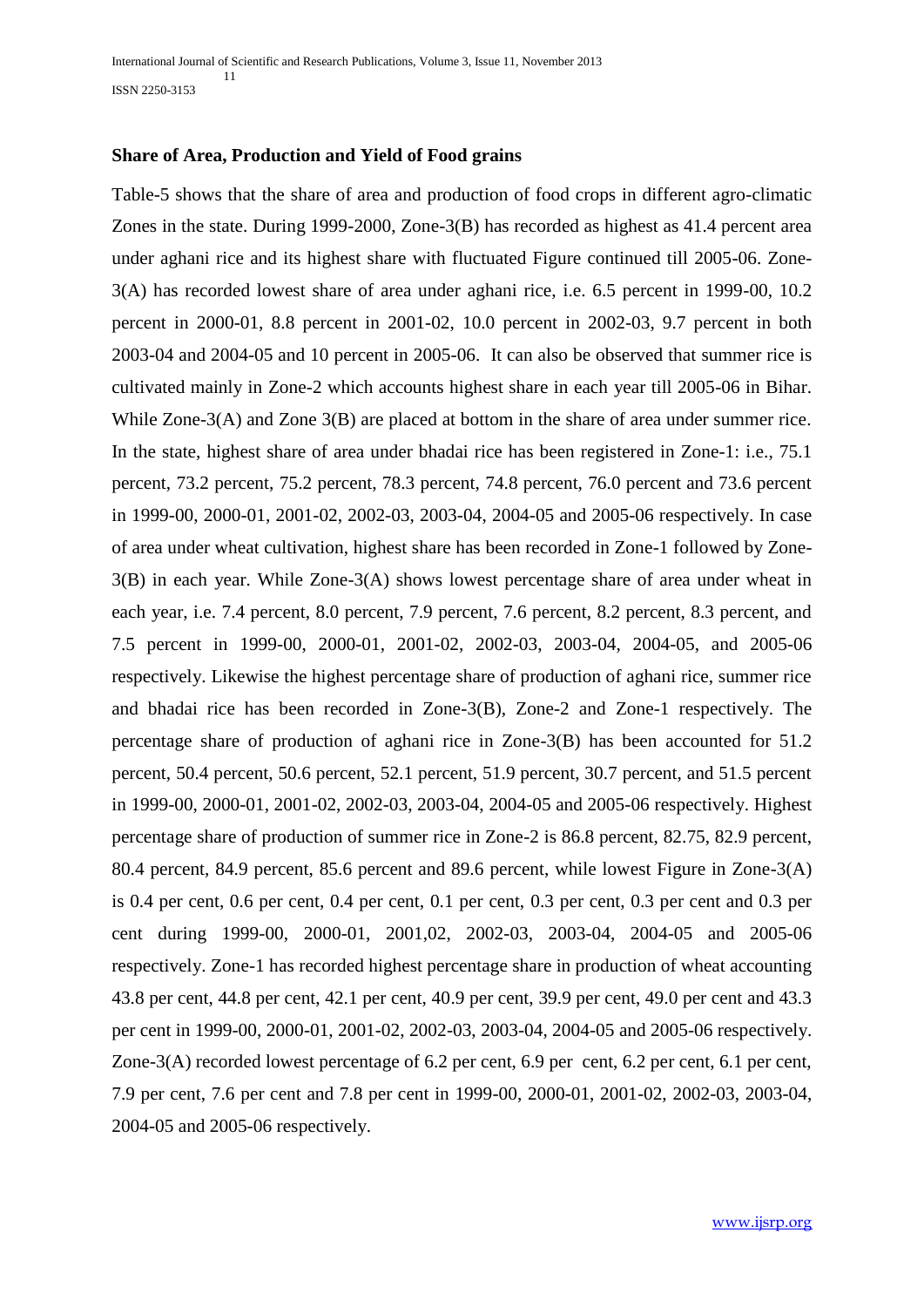### Share of Area, Production and Yield of Food grains

Table-5 shows that the share of area and production of food crops in different agro-climatic Zones in the state. During 1999-2000, Zone-3(B) has recorded as highest as 41.4 percent area under aghani rice and its highest share with fluctuated Figure continued till 2005-06. Zone-3(A) has recorded lowest share of area under aghani rice, i.e. 6.5 percent in 1999-00, 10.2 percent in 2000-01, 8.8 percent in 2001-02, 10.0 percent in 2002-03, 9.7 percent in both 2003-04 and 2004-05 and 10 percent in 2005-06. It can also be observed that summer rice is cultivated mainly in Zone-2 which accounts highest share in each year till 2005-06 in Bihar. While Zone-3(A) and Zone 3(B) are placed at bottom in the share of area under summer rice. In the state, highest share of area under bhadai rice has been registered in Zone-1: i.e., 75.1 percent, 73.2 percent, 75.2 percent, 78.3 percent, 74.8 percent, 76.0 percent and 73.6 percent in 1999-00, 2000-01, 2001-02, 2002-03, 2003-04, 2004-05 and 2005-06 respectively. In case of area under wheat cultivation, highest share has been recorded in Zone-1 followed by Zone-3(B) in each year. While Zone-3(A) shows lowest percentage share of area under wheat in each year, i.e. 7.4 percent, 8.0 percent, 7.9 percent, 7.6 percent, 8.2 percent, 8.3 percent, and 7.5 percent in 1999-00, 2000-01, 2001-02, 2002-03, 2003-04, 2004-05, and 2005-06 respectively. Likewise the highest percentage share of production of aghani rice, summer rice and bhadai rice has been recorded in Zone-3(B), Zone-2 and Zone-1 respectively. The percentage share of production of aghani rice in Zone-3(B) has been accounted for 51.2 percent, 50.4 percent, 50.6 percent, 52.1 percent, 51.9 percent, 30.7 percent, and 51.5 percent in 1999-00, 2000-01, 2001-02, 2002-03, 2003-04, 2004-05 and 2005-06 respectively. Highest percentage share of production of summer rice in Zone-2 is 86.8 percent, 82.75, 82.9 percent, 80.4 percent, 84.9 percent, 85.6 percent and 89.6 percent, while lowest Figure in Zone-3(A) is 0.4 per cent, 0.6 per cent, 0.4 per cent, 0.1 per cent, 0.3 per cent, 0.3 per cent and 0.3 per cent during 1999-00, 2000-01, 2001,02, 2002-03, 2003-04, 2004-05 and 2005-06 respectively. Zone-1 has recorded highest percentage share in production of wheat accounting 43.8 per cent, 44.8 per cent, 42.1 per cent, 40.9 per cent, 39.9 per cent, 49.0 per cent and 43.3 per cent in 1999-00, 2000-01, 2001-02, 2002-03, 2003-04, 2004-05 and 2005-06 respectively. Zone-3(A) recorded lowest percentage of 6.2 per cent, 6.9 per cent, 6.2 per cent, 6.1 per cent, 7.9 per cent, 7.6 per cent and 7.8 per cent in 1999-00, 2000-01, 2001-02, 2002-03, 2003-04, 2004-05 and 2005-06 respectively.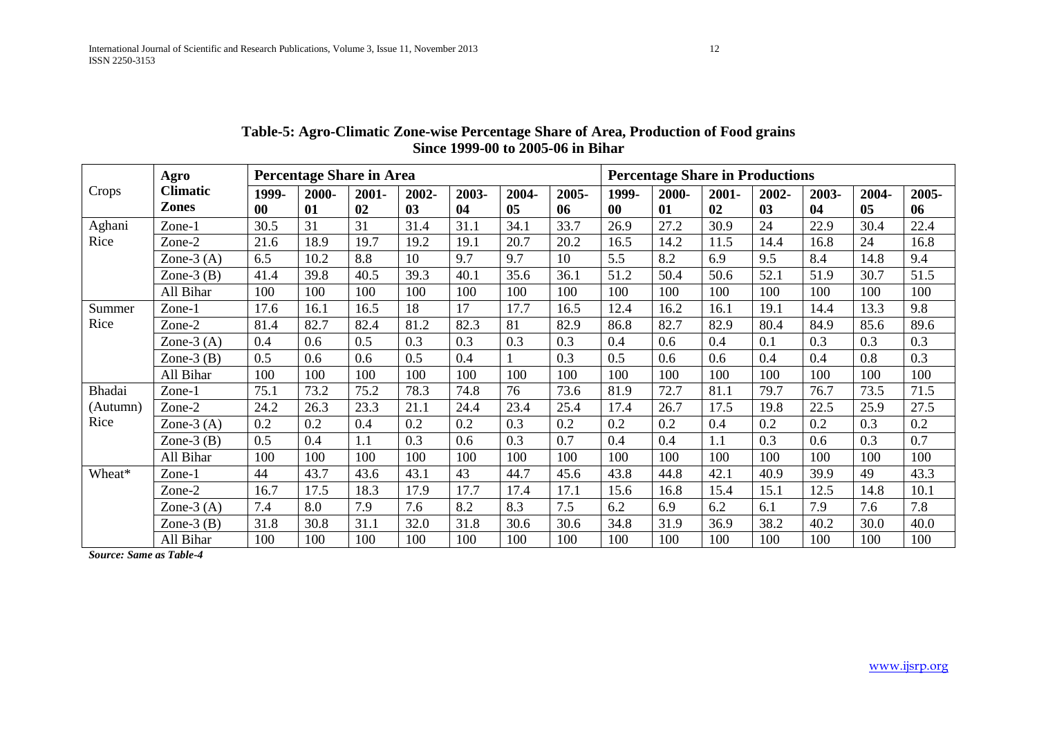**Table-5: Agro-Climatic Zone-wise Percentage Share of Area, Production of Food grains Since 1999-00 to 2005-06 in Bihar**

| Crops | Agro Climatic Zones | Percentage Share in Area | | | | | | | Percentage Share in Productions | | | | | | |
|---|---|---|---|---|---|---|---|---|---|---|---|---|---|---|---|
| | | 1999-00 | 2000-01 | 2001-02 | 2002-03 | 2003-04 | 2004-05 | 2005-06 | 1999-00 | 2000-01 | 2001-02 | 2002-03 | 2003-04 | 2004-05 | 2005-06 |
| Aghani Rice | Zone-1 | 30.5 | 31 | 31 | 31.4 | 31.1 | 34.1 | 33.7 | 26.9 | 27.2 | 30.9 | 24 | 22.9 | 30.4 | 22.4 |
| | Zone-2 | 21.6 | 18.9 | 19.7 | 19.2 | 19.1 | 20.7 | 20.2 | 16.5 | 14.2 | 11.5 | 14.4 | 16.8 | 24 | 16.8 |
| | Zone-3 (A) | 6.5 | 10.2 | 8.8 | 10 | 9.7 | 9.7 | 10 | 5.5 | 8.2 | 6.9 | 9.5 | 8.4 | 14.8 | 9.4 |
| | Zone-3 (B) | 41.4 | 39.8 | 40.5 | 39.3 | 40.1 | 35.6 | 36.1 | 51.2 | 50.4 | 50.6 | 52.1 | 51.9 | 30.7 | 51.5 |
| | All Bihar | 100 | 100 | 100 | 100 | 100 | 100 | 100 | 100 | 100 | 100 | 100 | 100 | 100 | 100 |
| Summer Rice | Zone-1 | 17.6 | 16.1 | 16.5 | 18 | 17 | 17.7 | 16.5 | 12.4 | 16.2 | 16.1 | 19.1 | 14.4 | 13.3 | 9.8 |
| | Zone-2 | 81.4 | 82.7 | 82.4 | 81.2 | 82.3 | 81 | 82.9 | 86.8 | 82.7 | 82.9 | 80.4 | 84.9 | 85.6 | 89.6 |
| | Zone-3 (A) | 0.4 | 0.6 | 0.5 | 0.3 | 0.3 | 0.3 | 0.3 | 0.4 | 0.6 | 0.4 | 0.1 | 0.3 | 0.3 | 0.3 |
| | Zone-3 (B) | 0.5 | 0.6 | 0.6 | 0.5 | 0.4 | 1 | 0.3 | 0.5 | 0.6 | 0.6 | 0.4 | 0.4 | 0.8 | 0.3 |
| | All Bihar | 100 | 100 | 100 | 100 | 100 | 100 | 100 | 100 | 100 | 100 | 100 | 100 | 100 | 100 |
| Bhadai (Autumn) Rice | Zone-1 | 75.1 | 73.2 | 75.2 | 78.3 | 74.8 | 76 | 73.6 | 81.9 | 72.7 | 81.1 | 79.7 | 76.7 | 73.5 | 71.5 |
| | Zone-2 | 24.2 | 26.3 | 23.3 | 21.1 | 24.4 | 23.4 | 25.4 | 17.4 | 26.7 | 17.5 | 19.8 | 22.5 | 25.9 | 27.5 |
| | Zone-3 (A) | 0.2 | 0.2 | 0.4 | 0.2 | 0.2 | 0.3 | 0.2 | 0.2 | 0.2 | 0.4 | 0.2 | 0.2 | 0.3 | 0.2 |
| | Zone-3 (B) | 0.5 | 0.4 | 1.1 | 0.3 | 0.6 | 0.3 | 0.7 | 0.4 | 0.4 | 1.1 | 0.3 | 0.6 | 0.3 | 0.7 |
| | All Bihar | 100 | 100 | 100 | 100 | 100 | 100 | 100 | 100 | 100 | 100 | 100 | 100 | 100 | 100 |
| Wheat* | Zone-1 | 44 | 43.7 | 43.6 | 43.1 | 43 | 44.7 | 45.6 | 43.8 | 44.8 | 42.1 | 40.9 | 39.9 | 49 | 43.3 |
| | Zone-2 | 16.7 | 17.5 | 18.3 | 17.9 | 17.7 | 17.4 | 17.1 | 15.6 | 16.8 | 15.4 | 15.1 | 12.5 | 14.8 | 10.1 |
| | Zone-3 (A) | 7.4 | 8.0 | 7.9 | 7.6 | 8.2 | 8.3 | 7.5 | 6.2 | 6.9 | 6.2 | 6.1 | 7.9 | 7.6 | 7.8 |
| | Zone-3 (B) | 31.8 | 30.8 | 31.1 | 32.0 | 31.8 | 30.6 | 30.6 | 34.8 | 31.9 | 36.9 | 38.2 | 40.2 | 30.0 | 40.0 |
| | All Bihar | 100 | 100 | 100 | 100 | 100 | 100 | 100 | 100 | 100 | 100 | 100 | 100 | 100 | 100 |

***Source: Same as Table-4***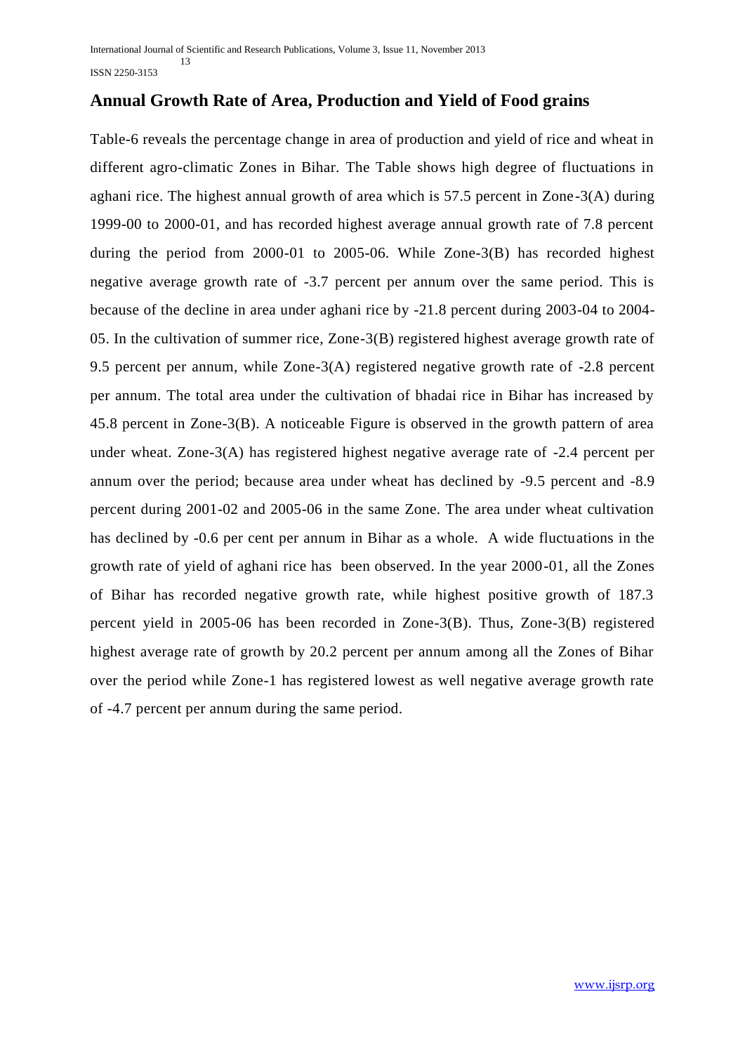## Annual Growth Rate of Area, Production and Yield of Food grains

Table-6 reveals the percentage change in area of production and yield of rice and wheat in different agro-climatic Zones in Bihar. The Table shows high degree of fluctuations in aghani rice. The highest annual growth of area which is 57.5 percent in Zone-3(A) during 1999-00 to 2000-01, and has recorded highest average annual growth rate of 7.8 percent during the period from 2000-01 to 2005-06. While Zone-3(B) has recorded highest negative average growth rate of -3.7 percent per annum over the same period. This is because of the decline in area under aghani rice by -21.8 percent during 2003-04 to 2004-05. In the cultivation of summer rice, Zone-3(B) registered highest average growth rate of 9.5 percent per annum, while Zone-3(A) registered negative growth rate of -2.8 percent per annum. The total area under the cultivation of bhadai rice in Bihar has increased by 45.8 percent in Zone-3(B). A noticeable Figure is observed in the growth pattern of area under wheat. Zone-3(A) has registered highest negative average rate of -2.4 percent per annum over the period; because area under wheat has declined by -9.5 percent and -8.9 percent during 2001-02 and 2005-06 in the same Zone. The area under wheat cultivation has declined by -0.6 per cent per annum in Bihar as a whole. A wide fluctuations in the growth rate of yield of aghani rice has been observed. In the year 2000-01, all the Zones of Bihar has recorded negative growth rate, while highest positive growth of 187.3 percent yield in 2005-06 has been recorded in Zone-3(B). Thus, Zone-3(B) registered highest average rate of growth by 20.2 percent per annum among all the Zones of Bihar over the period while Zone-1 has registered lowest as well negative average growth rate of -4.7 percent per annum during the same period.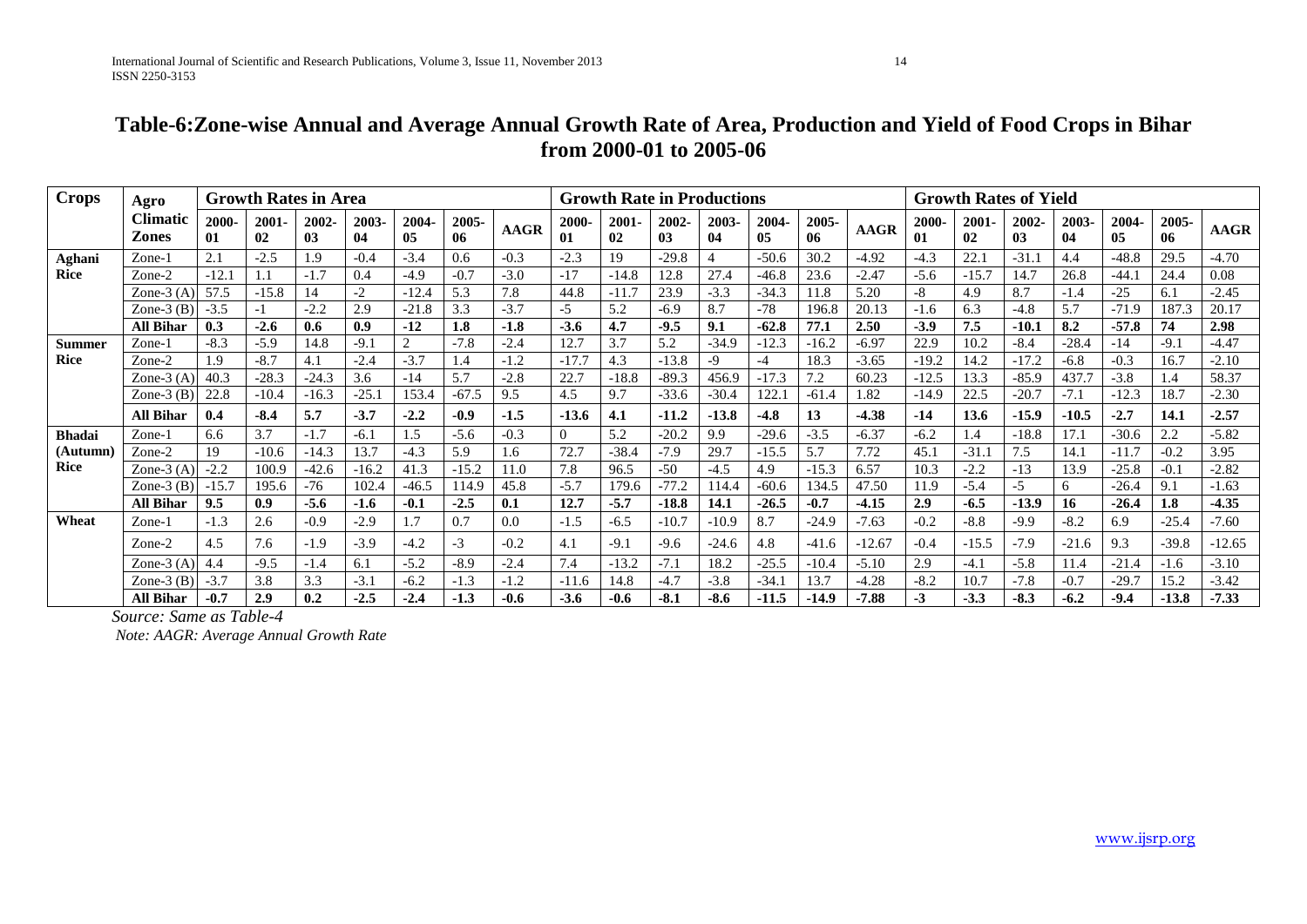## Table-6:Zone-wise Annual and Average Annual Growth Rate of Area, Production and Yield of Food Crops in Bihar from 2000-01 to 2005-06

| Crops | Agro Climatic Zones | Growth Rates in Area | | | | | | | Growth Rate in Productions | | | | | | | Growth Rates of Yield | | | | | | |
|---|---|---|---|---|---|---|---|---|---|---|---|---|---|---|---|---|---|---|---|---|---|---|
| | | 2000-01 | 2001-02 | 2002-03 | 2003-04 | 2004-05 | 2005-06 | AAGR | 2000-01 | 2001-02 | 2002-03 | 2003-04 | 2004-05 | 2005-06 | AAGR | 2000-01 | 2001-02 | 2002-03 | 2003-04 | 2004-05 | 2005-06 | AAGR |
| **Aghani Rice** | Zone-1 | 2.1 | -2.5 | 1.9 | -0.4 | -3.4 | 0.6 | -0.3 | -2.3 | 19 | -29.8 | 4 | -50.6 | 30.2 | -4.92 | -4.3 | 22.1 | -31.1 | 4.4 | -48.8 | 29.5 | -4.70 |
| | Zone-2 | -12.1 | 1.1 | -1.7 | 0.4 | -4.9 | -0.7 | -3.0 | -17 | -14.8 | 12.8 | 27.4 | -46.8 | 23.6 | -2.47 | -5.6 | -15.7 | 14.7 | 26.8 | -44.1 | 24.4 | 0.08 |
| | Zone-3 (A) | 57.5 | -15.8 | 14 | -2 | -12.4 | 5.3 | 7.8 | 44.8 | -11.7 | 23.9 | -3.3 | -34.3 | 11.8 | 5.20 | -8 | 4.9 | 8.7 | -1.4 | -25 | 6.1 | -2.45 |
| | Zone-3 (B) | -3.5 | -1 | -2.2 | 2.9 | -21.8 | 3.3 | -3.7 | -5 | 5.2 | -6.9 | 8.7 | -78 | 196.8 | 20.13 | -1.6 | 6.3 | -4.8 | 5.7 | -71.9 | 187.3 | 20.17 |
| | **All Bihar** | **0.3** | **-2.6** | **0.6** | **0.9** | **-12** | **1.8** | **-1.8** | **-3.6** | **4.7** | **-9.5** | **9.1** | **-62.8** | **77.1** | **2.50** | **-3.9** | **7.5** | **-10.1** | **8.2** | **-57.8** | **74** | **2.98** |
| **Summer Rice** | Zone-1 | -8.3 | -5.9 | 14.8 | -9.1 | 2 | -7.8 | -2.4 | 12.7 | 3.7 | 5.2 | -34.9 | -12.3 | -16.2 | -6.97 | 22.9 | 10.2 | -8.4 | -28.4 | -14 | -9.1 | -4.47 |
| | Zone-2 | 1.9 | -8.7 | 4.1 | -2.4 | -3.7 | 1.4 | -1.2 | -17.7 | 4.3 | -13.8 | -9 | -4 | 18.3 | -3.65 | -19.2 | 14.2 | -17.2 | -6.8 | -0.3 | 16.7 | -2.10 |
| | Zone-3 (A) | 40.3 | -28.3 | -24.3 | 3.6 | -14 | 5.7 | -2.8 | 22.7 | -18.8 | -89.3 | 456.9 | -17.3 | 7.2 | 60.23 | -12.5 | 13.3 | -85.9 | 437.7 | -3.8 | 1.4 | 58.37 |
| | Zone-3 (B) | 22.8 | -10.4 | -16.3 | -25.1 | 153.4 | -67.5 | 9.5 | 4.5 | 9.7 | -33.6 | -30.4 | 122.1 | -61.4 | 1.82 | -14.9 | 22.5 | -20.7 | -7.1 | -12.3 | 18.7 | -2.30 |
| | **All Bihar** | **0.4** | **-8.4** | **5.7** | **-3.7** | **-2.2** | **-0.9** | **-1.5** | **-13.6** | **4.1** | **-11.2** | **-13.8** | **-4.8** | **13** | **-4.38** | **-14** | **13.6** | **-15.9** | **-10.5** | **-2.7** | **14.1** | **-2.57** |
| **Bhadai (Autumn) Rice** | Zone-1 | 6.6 | 3.7 | -1.7 | -6.1 | 1.5 | -5.6 | -0.3 | 0 | 5.2 | -20.2 | 9.9 | -29.6 | -3.5 | -6.37 | -6.2 | 1.4 | -18.8 | 17.1 | -30.6 | 2.2 | -5.82 |
| | Zone-2 | 19 | -10.6 | -14.3 | 13.7 | -4.3 | 5.9 | 1.6 | 72.7 | -38.4 | -7.9 | 29.7 | -15.5 | 5.7 | 7.72 | 45.1 | -31.1 | 7.5 | 14.1 | -11.7 | -0.2 | 3.95 |
| | Zone-3 (A) | -2.2 | 100.9 | -42.6 | -16.2 | 41.3 | -15.2 | 11.0 | 7.8 | 96.5 | -50 | -4.5 | 4.9 | -15.3 | 6.57 | 10.3 | -2.2 | -13 | 13.9 | -25.8 | -0.1 | -2.82 |
| | Zone-3 (B) | -15.7 | 195.6 | -76 | 102.4 | -46.5 | 114.9 | 45.8 | -5.7 | 179.6 | -77.2 | 114.4 | -60.6 | 134.5 | 47.50 | 11.9 | -5.4 | -5 | 6 | -26.4 | 9.1 | -1.63 |
| | **All Bihar** | **9.5** | **0.9** | **-5.6** | **-1.6** | **-0.1** | **-2.5** | **0.1** | **12.7** | **-5.7** | **-18.8** | **14.1** | **-26.5** | **-0.7** | **-4.15** | **2.9** | **-6.5** | **-13.9** | **16** | **-26.4** | **1.8** | **-4.35** |
| **Wheat** | Zone-1 | -1.3 | 2.6 | -0.9 | -2.9 | 1.7 | 0.7 | 0.0 | -1.5 | -6.5 | -10.7 | -10.9 | 8.7 | -24.9 | -7.63 | -0.2 | -8.8 | -9.9 | -8.2 | 6.9 | -25.4 | -7.60 |
| | Zone-2 | 4.5 | 7.6 | -1.9 | -3.9 | -4.2 | -3 | -0.2 | 4.1 | -9.1 | -9.6 | -24.6 | 4.8 | -41.6 | -12.67 | -0.4 | -15.5 | -7.9 | -21.6 | 9.3 | -39.8 | -12.65 |
| | Zone-3 (A) | 4.4 | -9.5 | -1.4 | 6.1 | -5.2 | -8.9 | -2.4 | 7.4 | -13.2 | -7.1 | 18.2 | -25.5 | -10.4 | -5.10 | 2.9 | -4.1 | -5.8 | 11.4 | -21.4 | -1.6 | -3.10 |
| | Zone-3 (B) | -3.7 | 3.8 | 3.3 | -3.1 | -6.2 | -1.3 | -1.2 | -11.6 | 14.8 | -4.7 | -3.8 | -34.1 | 13.7 | -4.28 | -8.2 | 10.7 | -7.8 | -0.7 | -29.7 | 15.2 | -3.42 |
| | **All Bihar** | **-0.7** | **2.9** | **0.2** | **-2.5** | **-2.4** | **-1.3** | **-0.6** | **-3.6** | **-0.6** | **-8.1** | **-8.6** | **-11.5** | **-14.9** | **-7.88** | **-3** | **-3.3** | **-8.3** | **-6.2** | **-9.4** | **-13.8** | **-7.33** |

*Source: Same as Table-4*

*Note: AAGR: Average Annual Growth Rate*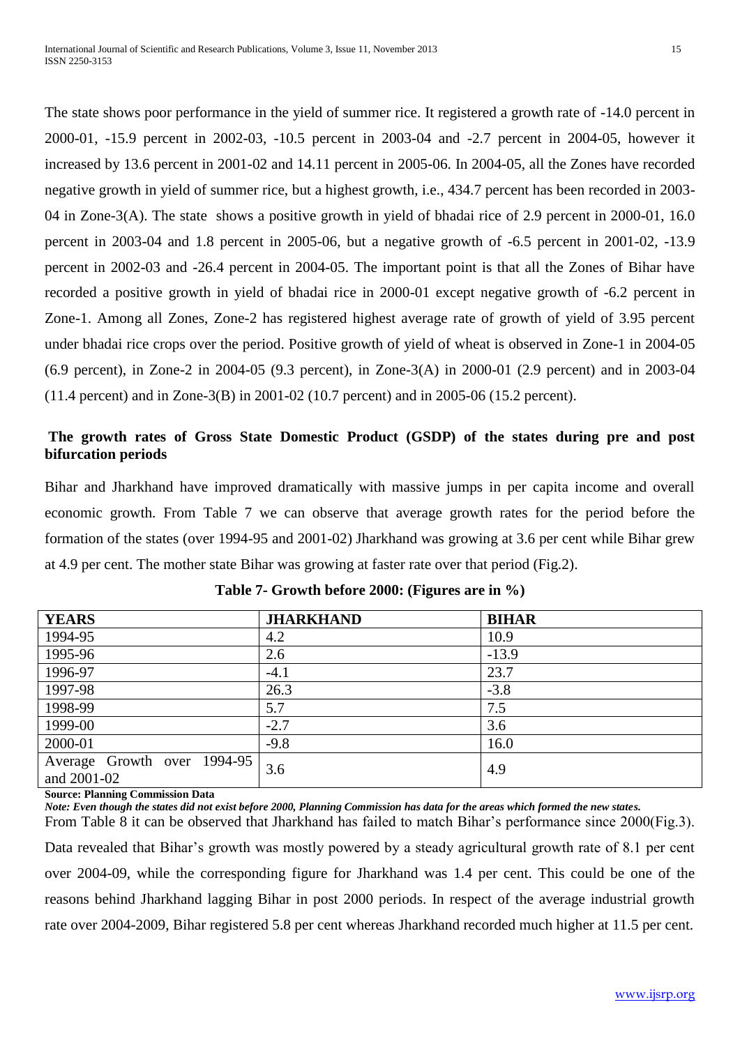The state shows poor performance in the yield of summer rice. It registered a growth rate of -14.0 percent in 2000-01, -15.9 percent in 2002-03, -10.5 percent in 2003-04 and -2.7 percent in 2004-05, however it increased by 13.6 percent in 2001-02 and 14.11 percent in 2005-06. In 2004-05, all the Zones have recorded negative growth in yield of summer rice, but a highest growth, i.e., 434.7 percent has been recorded in 2003-04 in Zone-3(A). The state shows a positive growth in yield of bhadai rice of 2.9 percent in 2000-01, 16.0 percent in 2003-04 and 1.8 percent in 2005-06, but a negative growth of -6.5 percent in 2001-02, -13.9 percent in 2002-03 and -26.4 percent in 2004-05. The important point is that all the Zones of Bihar have recorded a positive growth in yield of bhadai rice in 2000-01 except negative growth of -6.2 percent in Zone-1. Among all Zones, Zone-2 has registered highest average rate of growth of yield of 3.95 percent under bhadai rice crops over the period. Positive growth of yield of wheat is observed in Zone-1 in 2004-05 (6.9 percent), in Zone-2 in 2004-05 (9.3 percent), in Zone-3(A) in 2000-01 (2.9 percent) and in 2003-04 (11.4 percent) and in Zone-3(B) in 2001-02 (10.7 percent) and in 2005-06 (15.2 percent).

**The growth rates of Gross State Domestic Product (GSDP) of the states during pre and post bifurcation periods**

Bihar and Jharkhand have improved dramatically with massive jumps in per capita income and overall economic growth. From Table 7 we can observe that average growth rates for the period before the formation of the states (over 1994-95 and 2001-02) Jharkhand was growing at 3.6 per cent while Bihar grew at 4.9 per cent. The mother state Bihar was growing at faster rate over that period (Fig.2).

**Table 7- Growth before 2000: (Figures are in %)**

| YEARS | JHARKHAND | BIHAR |
|---|---|---|
| 1994-95 | 4.2 | 10.9 |
| 1995-96 | 2.6 | -13.9 |
| 1996-97 | -4.1 | 23.7 |
| 1997-98 | 26.3 | -3.8 |
| 1998-99 | 5.7 | 7.5 |
| 1999-00 | -2.7 | 3.6 |
| 2000-01 | -9.8 | 16.0 |
| Average Growth over 1994-95 and 2001-02 | 3.6 | 4.9 |

**Source: Planning Commission Data**

***Note: Even though the states did not exist before 2000, Planning Commission has data for the areas which formed the new states.***

From Table 8 it can be observed that Jharkhand has failed to match Bihar's performance since 2000(Fig.3). Data revealed that Bihar's growth was mostly powered by a steady agricultural growth rate of 8.1 per cent over 2004-09, while the corresponding figure for Jharkhand was 1.4 per cent. This could be one of the reasons behind Jharkhand lagging Bihar in post 2000 periods. In respect of the average industrial growth rate over 2004-2009, Bihar registered 5.8 per cent whereas Jharkhand recorded much higher at 11.5 per cent.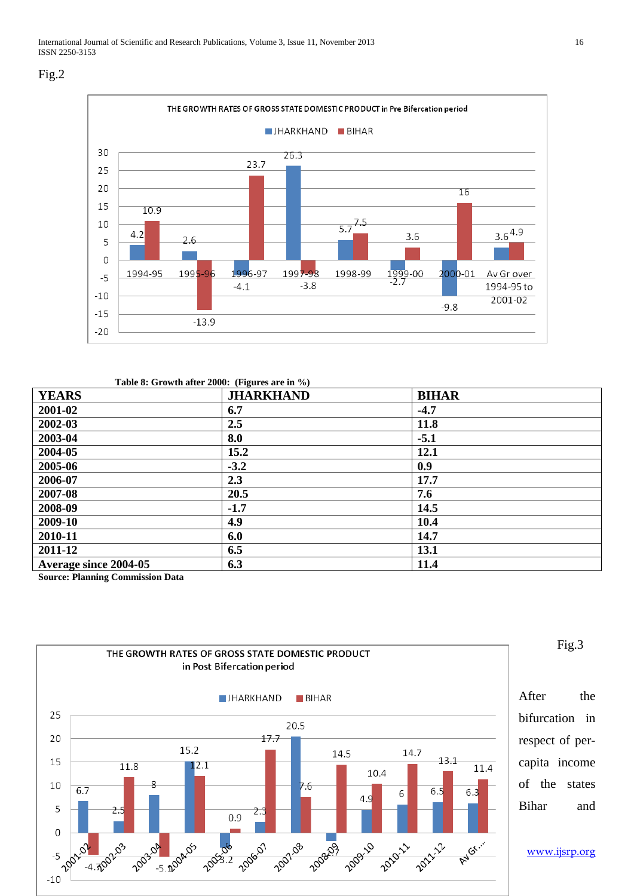Fig.2

THE GROWTH RATES OF GROSS STATE DOMESTIC PRODUCT in Pre Bifercation period

| Year | JHARKHAND | BIHAR |
|---|---|---|
| 1994-95 | 4.2 | 10.9 |
| 1995-96 | 2.6 | -13.9 |
| 1996-97 | -4.1 | 23.7 |
| 1997-98 | 26.3 | -3.8 |
| 1998-99 | 5.7 | 7.5 |
| 1999-00 | -2.7 | 3.6 |
| 2000-01 | -9.8 | 16 |
| Av Gr over 1994-95 to 2001-02 | 3.6 | 4.9 |

**Table 8: Growth after 2000: (Figures are in %)**

| YEARS | JHARKHAND | BIHAR |
|---|---|---|
| 2001-02 | 6.7 | -4.7 |
| 2002-03 | 2.5 | 11.8 |
| 2003-04 | 8.0 | -5.1 |
| 2004-05 | 15.2 | 12.1 |
| 2005-06 | -3.2 | 0.9 |
| 2006-07 | 2.3 | 17.7 |
| 2007-08 | 20.5 | 7.6 |
| 2008-09 | -1.7 | 14.5 |
| 2009-10 | 4.9 | 10.4 |
| 2010-11 | 6.0 | 14.7 |
| 2011-12 | 6.5 | 13.1 |
| Average since 2004-05 | 6.3 | 11.4 |

**Source: Planning Commission Data**

THE GROWTH RATES OF GROSS STATE DOMESTIC PRODUCT in Post Bifercation period

| Year | JHARKHAND | BIHAR |
|---|---|---|
| 2001-02 | 6.7 | -4.7 |
| 2002-03 | 2.5 | 11.8 |
| 2003-04 | 8 | -5.1 |
| 2004-05 | 15.2 | 12.1 |
| 2005-06 | -3.2 | 0.9 |
| 2006-07 | 2.3 | 17.7 |
| 2007-08 | 20.5 | 7.6 |
| 2008-09 | -1.7 | 14.5 |
| 2009-10 | 4.9 | 10.4 |
| 2010-11 | 6 | 14.7 |
| 2011-12 | 6.5 | 13.1 |
| Av Gr... | 6.3 | 11.4 |

Fig.3

After the bifurcation in respect of per-capita income of the states Bihar and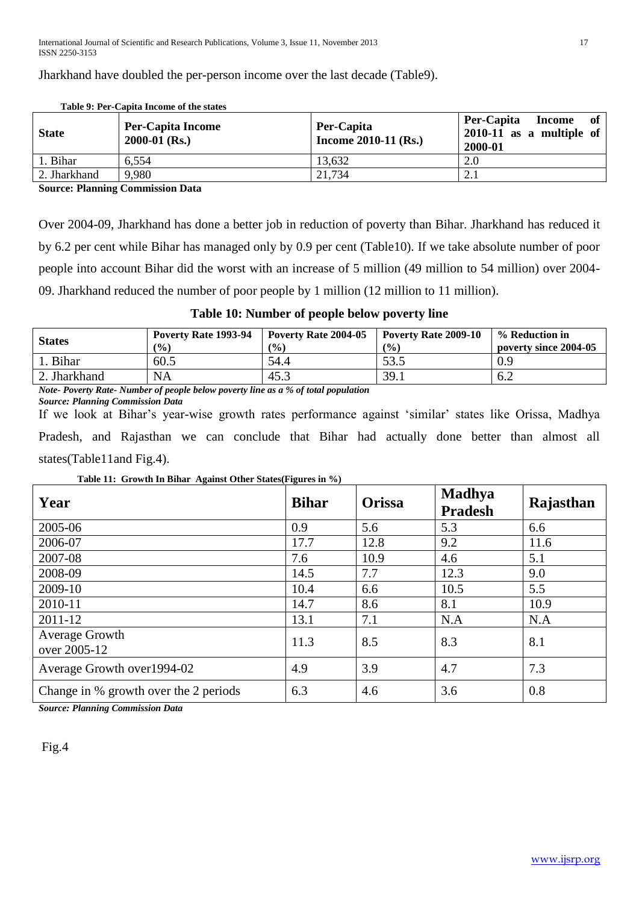Jharkhand have doubled the per-person income over the last decade (Table9).

**Table 9: Per-Capita Income of the states**

| State | Per-Capita Income 2000-01 (Rs.) | Per-Capita Income 2010-11 (Rs.) | Per-Capita Income of 2010-11 as a multiple of 2000-01 |
|---|---|---|---|
| 1. Bihar | 6,554 | 13,632 | 2.0 |
| 2. Jharkhand | 9,980 | 21,734 | 2.1 |

**Source: Planning Commission Data**

Over 2004-09, Jharkhand has done a better job in reduction of poverty than Bihar. Jharkhand has reduced it by 6.2 per cent while Bihar has managed only by 0.9 per cent (Table10). If we take absolute number of poor people into account Bihar did the worst with an increase of 5 million (49 million to 54 million) over 2004-09. Jharkhand reduced the number of poor people by 1 million (12 million to 11 million).

**Table 10: Number of people below poverty line**

| States | Poverty Rate 1993-94 (%) | Poverty Rate 2004-05 (%) | Poverty Rate 2009-10 (%) | % Reduction in poverty since 2004-05 |
|---|---|---|---|---|
| 1. Bihar | 60.5 | 54.4 | 53.5 | 0.9 |
| 2. Jharkhand | NA | 45.3 | 39.1 | 6.2 |

***Note- Poverty Rate- Number of people below poverty line as a % of total population***

***Source: Planning Commission Data***

If we look at Bihar's year-wise growth rates performance against 'similar' states like Orissa, Madhya Pradesh, and Rajasthan we can conclude that Bihar had actually done better than almost all states(Table11and Fig.4).

**Table 11: Growth In Bihar Against Other States(Figures in %)**

| Year | Bihar | Orissa | Madhya Pradesh | Rajasthan |
|---|---|---|---|---|
| 2005-06 | 0.9 | 5.6 | 5.3 | 6.6 |
| 2006-07 | 17.7 | 12.8 | 9.2 | 11.6 |
| 2007-08 | 7.6 | 10.9 | 4.6 | 5.1 |
| 2008-09 | 14.5 | 7.7 | 12.3 | 9.0 |
| 2009-10 | 10.4 | 6.6 | 10.5 | 5.5 |
| 2010-11 | 14.7 | 8.6 | 8.1 | 10.9 |
| 2011-12 | 13.1 | 7.1 | N.A | N.A |
| Average Growth over 2005-12 | 11.3 | 8.5 | 8.3 | 8.1 |
| Average Growth over1994-02 | 4.9 | 3.9 | 4.7 | 7.3 |
| Change in % growth over the 2 periods | 6.3 | 4.6 | 3.6 | 0.8 |

***Source: Planning Commission Data***

Fig.4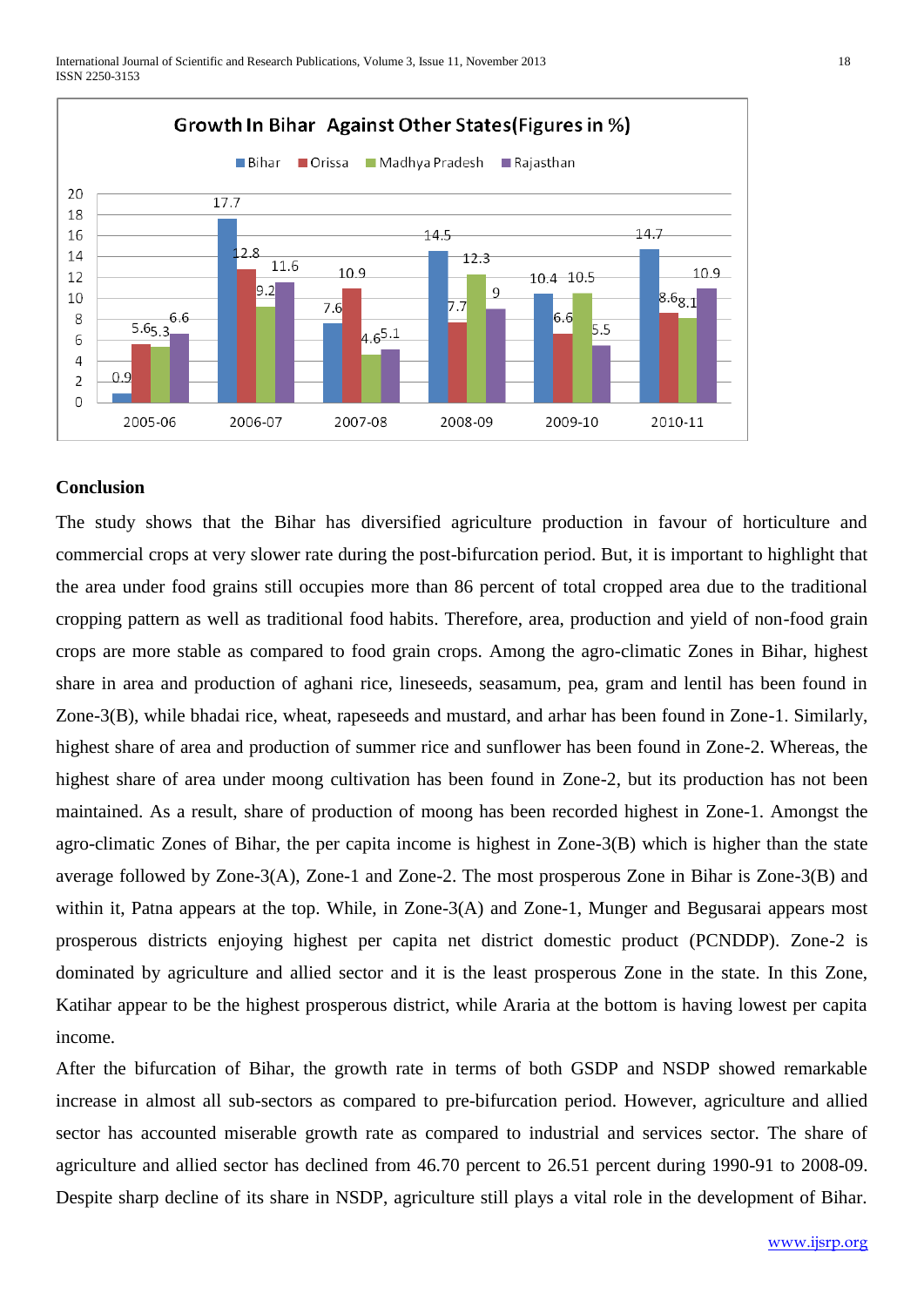**Growth In Bihar Against Other States(Figures in %)**

| Year | Bihar | Orissa | Madhya Pradesh | Rajasthan |
|---|---|---|---|---|
| 2005-06 | 0.9 | 5.6 | 5.3 | 6.6 |
| 2006-07 | 17.7 | 12.8 | 9.2 | 11.6 |
| 2007-08 | 7.6 | 10.9 | 4.6 | 5.1 |
| 2008-09 | 14.5 | 7.7 | 12.3 | 9 |
| 2009-10 | 10.4 | 6.6 | 10.5 | 5.5 |
| 2010-11 | 14.7 | 8.6 | 8.1 | 10.9 |

## Conclusion

The study shows that the Bihar has diversified agriculture production in favour of horticulture and commercial crops at very slower rate during the post-bifurcation period. But, it is important to highlight that the area under food grains still occupies more than 86 percent of total cropped area due to the traditional cropping pattern as well as traditional food habits. Therefore, area, production and yield of non-food grain crops are more stable as compared to food grain crops. Among the agro-climatic Zones in Bihar, highest share in area and production of aghani rice, lineseeds, seasamum, pea, gram and lentil has been found in Zone-3(B), while bhadai rice, wheat, rapeseeds and mustard, and arhar has been found in Zone-1. Similarly, highest share of area and production of summer rice and sunflower has been found in Zone-2. Whereas, the highest share of area under moong cultivation has been found in Zone-2, but its production has not been maintained. As a result, share of production of moong has been recorded highest in Zone-1. Amongst the agro-climatic Zones of Bihar, the per capita income is highest in Zone-3(B) which is higher than the state average followed by Zone-3(A), Zone-1 and Zone-2. The most prosperous Zone in Bihar is Zone-3(B) and within it, Patna appears at the top. While, in Zone-3(A) and Zone-1, Munger and Begusarai appears most prosperous districts enjoying highest per capita net district domestic product (PCNDDP). Zone-2 is dominated by agriculture and allied sector and it is the least prosperous Zone in the state. In this Zone, Katihar appear to be the highest prosperous district, while Araria at the bottom is having lowest per capita income.

After the bifurcation of Bihar, the growth rate in terms of both GSDP and NSDP showed remarkable increase in almost all sub-sectors as compared to pre-bifurcation period. However, agriculture and allied sector has accounted miserable growth rate as compared to industrial and services sector. The share of agriculture and allied sector has declined from 46.70 percent to 26.51 percent during 1990-91 to 2008-09. Despite sharp decline of its share in NSDP, agriculture still plays a vital role in the development of Bihar.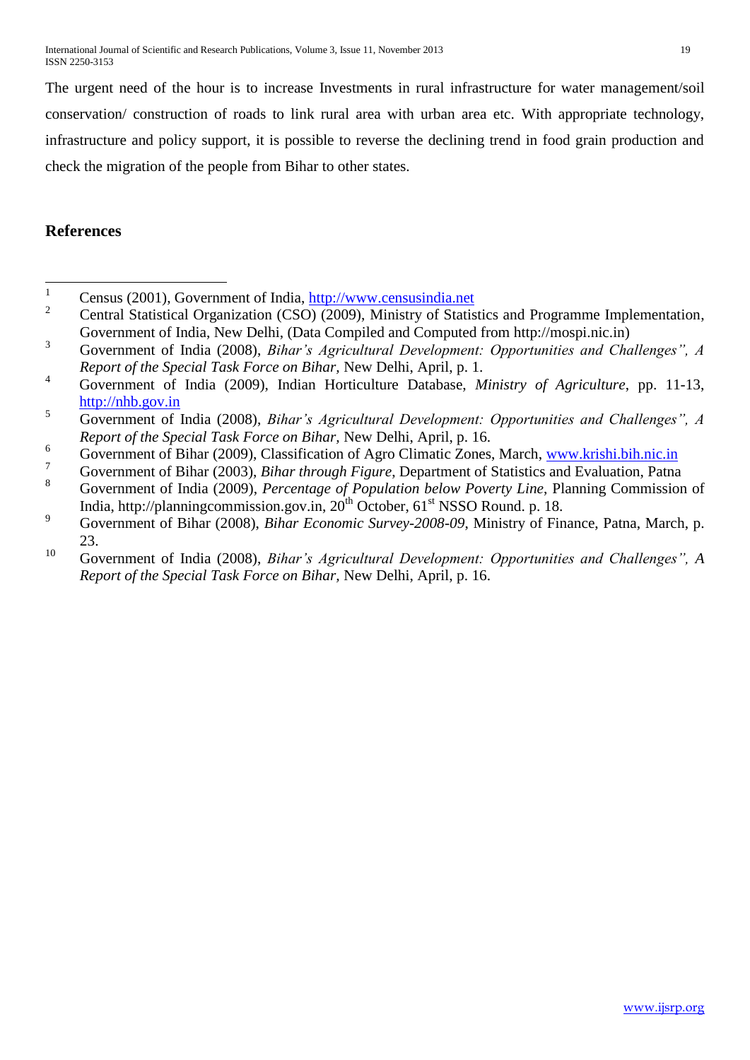The urgent need of the hour is to increase Investments in rural infrastructure for water management/soil conservation/ construction of roads to link rural area with urban area etc. With appropriate technology, infrastructure and policy support, it is possible to reverse the declining trend in food grain production and check the migration of the people from Bihar to other states.

## References

1. Census (2001), Government of India, http://www.censusindia.net
2. Central Statistical Organization (CSO) (2009), Ministry of Statistics and Programme Implementation, Government of India, New Delhi, (Data Compiled and Computed from http://mospi.nic.in)
3. Government of India (2008), *Bihar's Agricultural Development: Opportunities and Challenges", A Report of the Special Task Force on Bihar,* New Delhi, April, p. 1.
4. Government of India (2009), Indian Horticulture Database, *Ministry of Agriculture*, pp. 11-13, http://nhb.gov.in
5. Government of India (2008), *Bihar's Agricultural Development: Opportunities and Challenges", A Report of the Special Task Force on Bihar,* New Delhi, April, p. 16.
6. Government of Bihar (2009), Classification of Agro Climatic Zones, March, www.krishi.bih.nic.in
7. Government of Bihar (2003), *Bihar through Figure*, Department of Statistics and Evaluation, Patna
8. Government of India (2009), *Percentage of Population below Poverty Line*, Planning Commission of India, http://planningcommission.gov.in, 20th October, 61st NSSO Round. p. 18.
9. Government of Bihar (2008), *Bihar Economic Survey-2008-09*, Ministry of Finance, Patna, March, p. 23.
10. Government of India (2008), *Bihar's Agricultural Development: Opportunities and Challenges", A Report of the Special Task Force on Bihar,* New Delhi, April, p. 16.